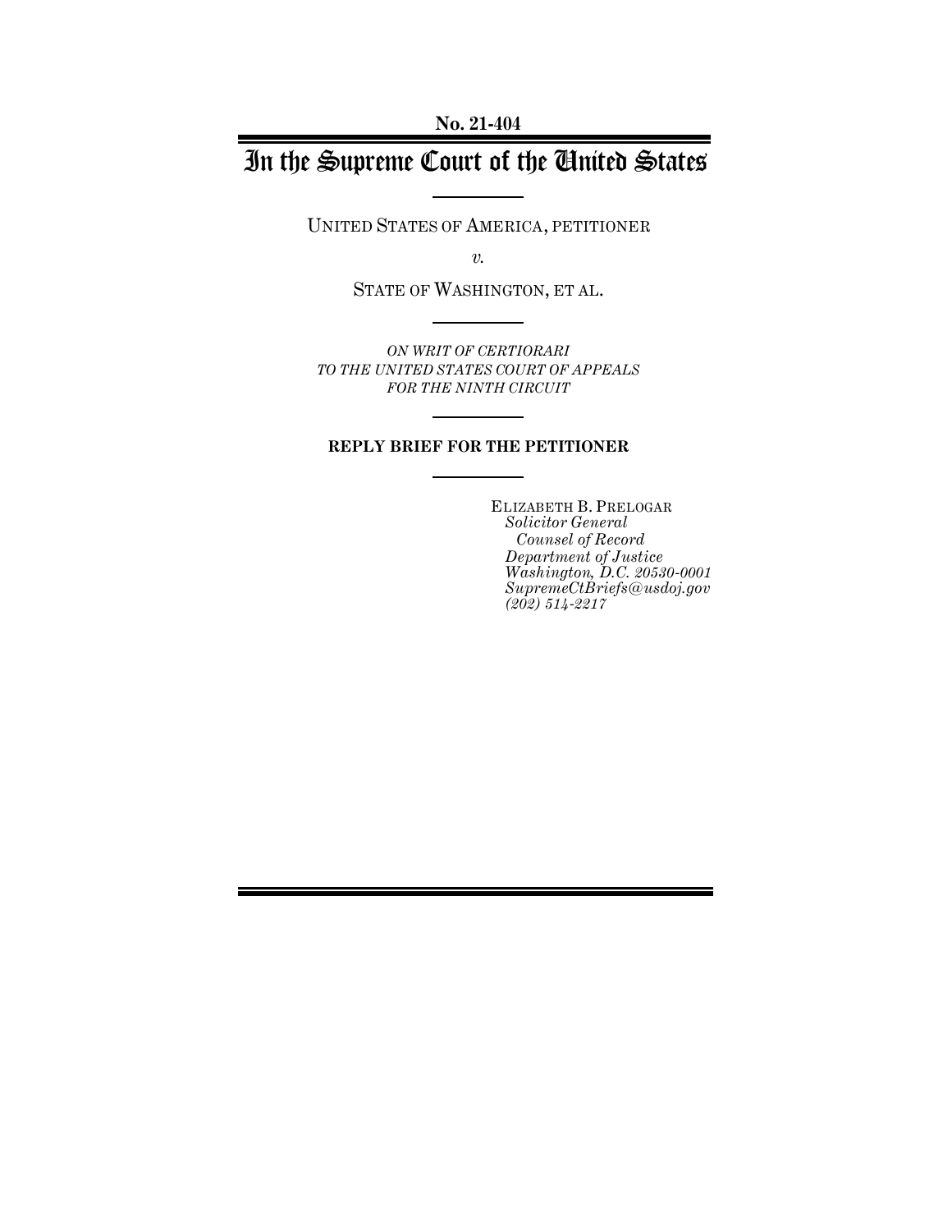No. 21-404

# In the Supreme Court of the United States

UNITED STATES OF AMERICA, PETITIONER

*v.*

STATE OF WASHINGTON, ET AL.

*ON WRIT OF CERTIORARI TO THE UNITED STATES COURT OF APPEALS FOR THE NINTH CIRCUIT*

**REPLY BRIEF FOR THE PETITIONER**

ELIZABETH B. PRELOGAR
*Solicitor General*
*Counsel of Record*
*Department of Justice*
*Washington, D.C. 20530-0001*
*SupremeCtBriefs@usdoj.gov*
*(202) 514-2217*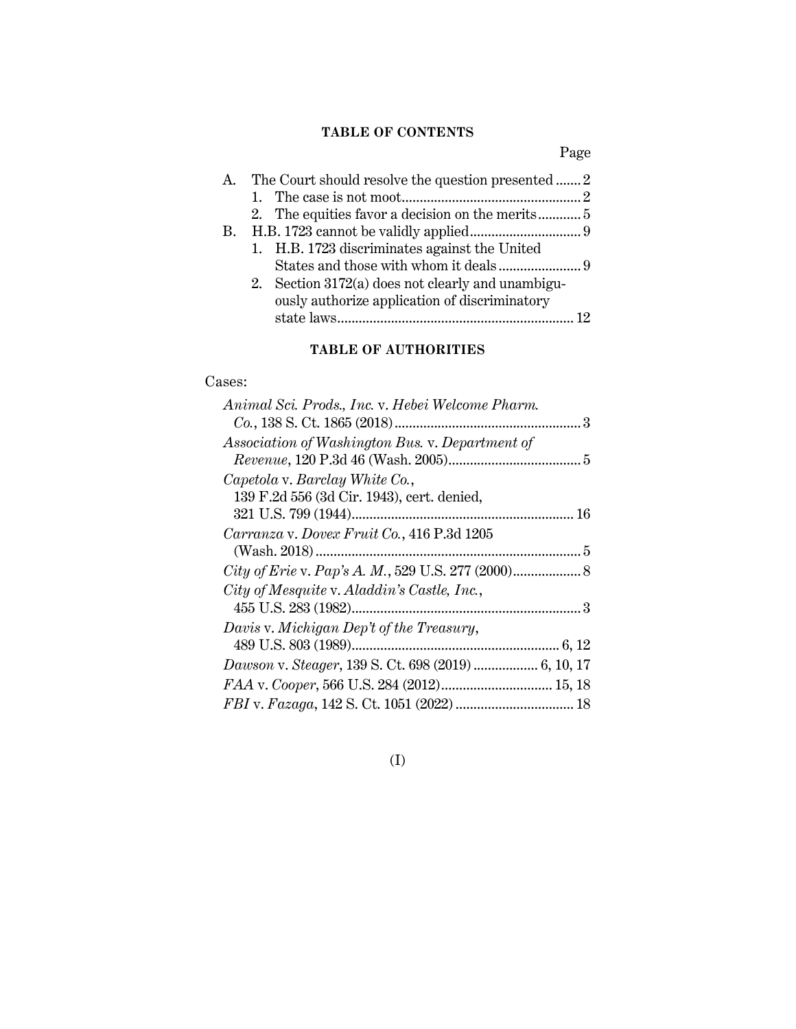## TABLE OF CONTENTS

Page

A. The Court should resolve the question presented ....... 2
   1. The case is not moot ................................................ 2
   2. The equities favor a decision on the merits ............ 5
B. H.B. 1723 cannot be validly applied ............................. 9
   1. H.B. 1723 discriminates against the United States and those with whom it deals ....................... 9
   2. Section 3172(a) does not clearly and unambiguously authorize application of discriminatory state laws ................................................................. 12

## TABLE OF AUTHORITIES

Cases:

*Animal Sci. Prods., Inc.* v. *Hebei Welcome Pharm. Co.*, 138 S. Ct. 1865 (2018) ........................................ 3

*Association of Washington Bus.* v. *Department of Revenue*, 120 P.3d 46 (Wash. 2005) ..................................... 5

*Capetola* v. *Barclay White Co.*, 139 F.2d 556 (3d Cir. 1943), cert. denied, 321 U.S. 799 (1944) ............................................................ 16

*Carranza* v. *Dovex Fruit Co.*, 416 P.3d 1205 (Wash. 2018) ......................................................................... 5

*City of Erie* v. *Pap's A. M.*, 529 U.S. 277 (2000) ................... 8

*City of Mesquite* v. *Aladdin's Castle, Inc.*, 455 U.S. 283 (1982) ................................................................ 3

*Davis* v. *Michigan Dep't of the Treasury*, 489 U.S. 803 (1989) ......................................................... 6, 12

*Dawson* v. *Steager*, 139 S. Ct. 698 (2019) .................. 6, 10, 17

*FAA* v. *Cooper*, 566 U.S. 284 (2012) ............................... 15, 18

*FBI* v. *Fazaga*, 142 S. Ct. 1051 (2022) ................................. 18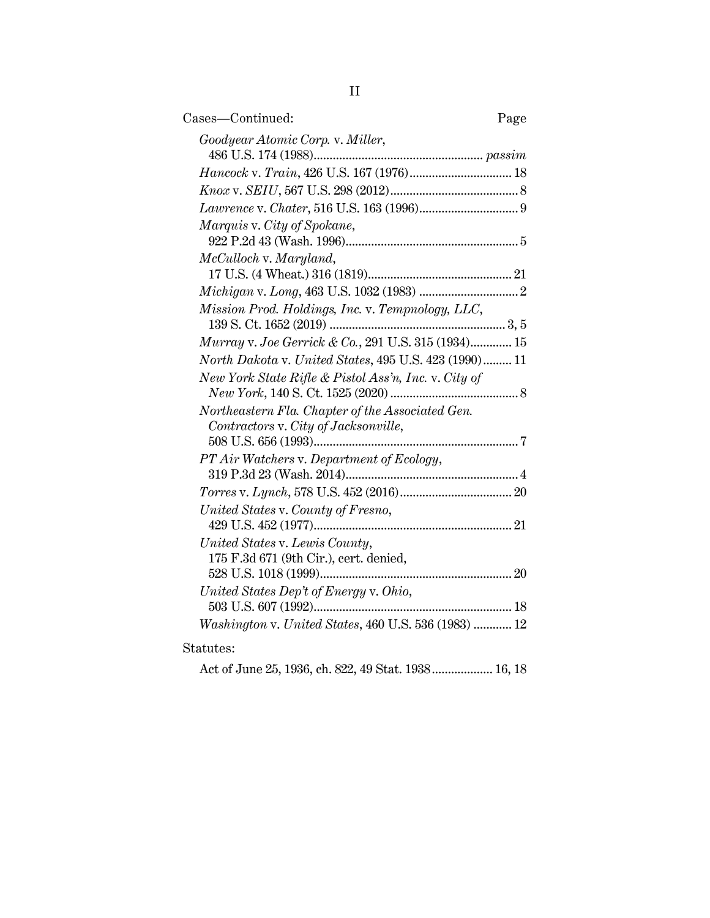Cases—Continued: Page

*Goodyear Atomic Corp.* v. *Miller*, 486 U.S. 174 (1988) .......... *passim*

*Hancock* v. *Train*, 426 U.S. 167 (1976) .......... 18

*Knox* v. *SEIU*, 567 U.S. 298 (2012) .......... 8

*Lawrence* v. *Chater*, 516 U.S. 163 (1996) .......... 9

*Marquis* v. *City of Spokane*, 922 P.2d 43 (Wash. 1996) .......... 5

*McCulloch* v. *Maryland*, 17 U.S. (4 Wheat.) 316 (1819) .......... 21

*Michigan* v. *Long*, 463 U.S. 1032 (1983) .......... 2

*Mission Prod. Holdings, Inc.* v. *Tempnology, LLC*, 139 S. Ct. 1652 (2019) .......... 3, 5

*Murray* v. *Joe Gerrick & Co.*, 291 U.S. 315 (1934) .......... 15

*North Dakota* v. *United States*, 495 U.S. 423 (1990) .......... 11

*New York State Rifle & Pistol Ass'n, Inc.* v. *City of New York*, 140 S. Ct. 1525 (2020) .......... 8

*Northeastern Fla. Chapter of the Associated Gen. Contractors* v. *City of Jacksonville*, 508 U.S. 656 (1993) .......... 7

*PT Air Watchers* v. *Department of Ecology*, 319 P.3d 23 (Wash. 2014) .......... 4

*Torres* v. *Lynch*, 578 U.S. 452 (2016) .......... 20

*United States* v. *County of Fresno*, 429 U.S. 452 (1977) .......... 21

*United States* v. *Lewis County*, 175 F.3d 671 (9th Cir.), cert. denied, 528 U.S. 1018 (1999) .......... 20

*United States Dep't of Energy* v. *Ohio*, 503 U.S. 607 (1992) .......... 18

*Washington* v. *United States*, 460 U.S. 536 (1983) .......... 12

Statutes:

Act of June 25, 1936, ch. 822, 49 Stat. 1938 .......... 16, 18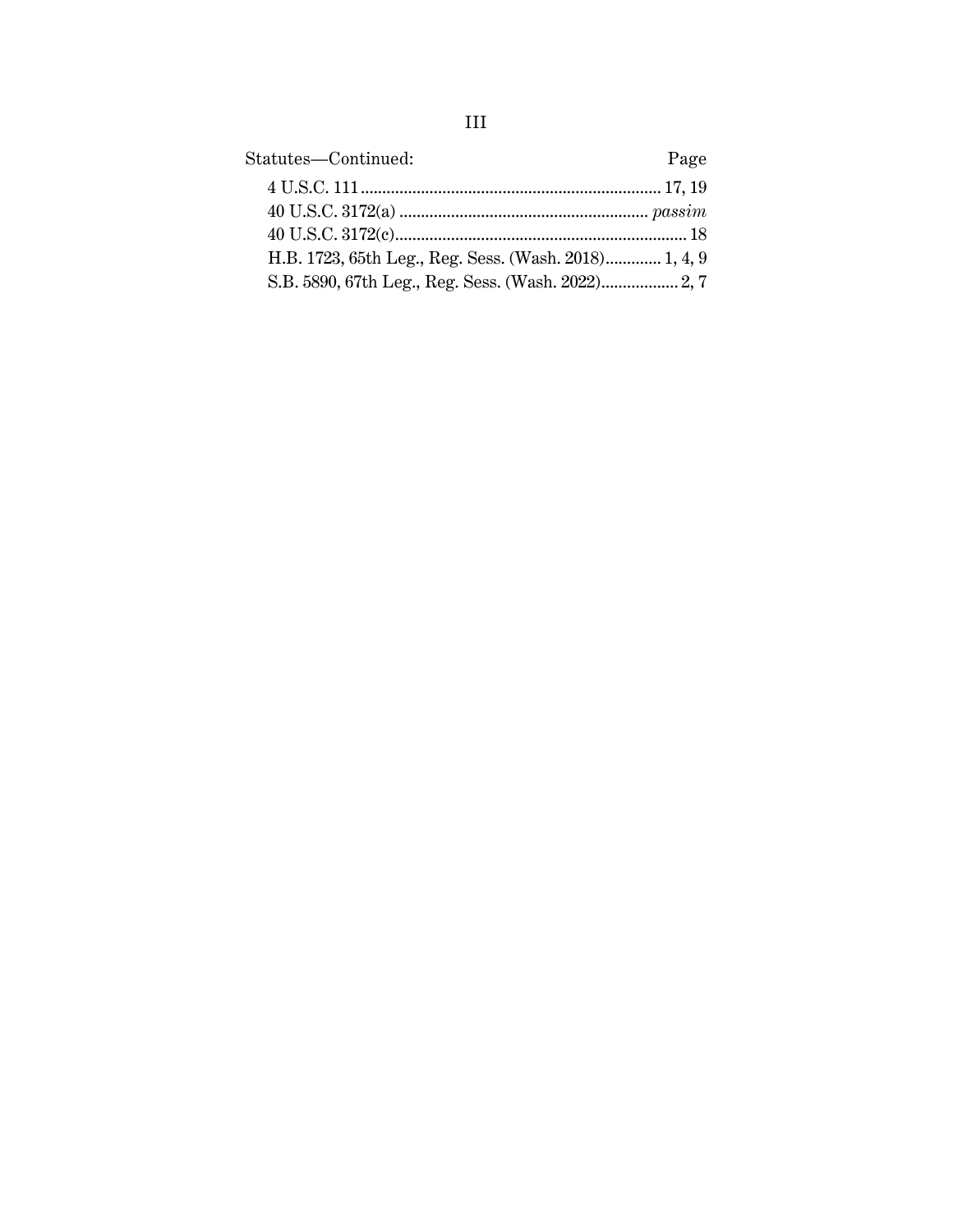| Statutes—Continued: | Page |
|---|---|
| 4 U.S.C. 111 | 17, 19 |
| 40 U.S.C. 3172(a) | *passim* |
| 40 U.S.C. 3172(c) | 18 |
| H.B. 1723, 65th Leg., Reg. Sess. (Wash. 2018) | 1, 4, 9 |
| S.B. 5890, 67th Leg., Reg. Sess. (Wash. 2022) | 2, 7 |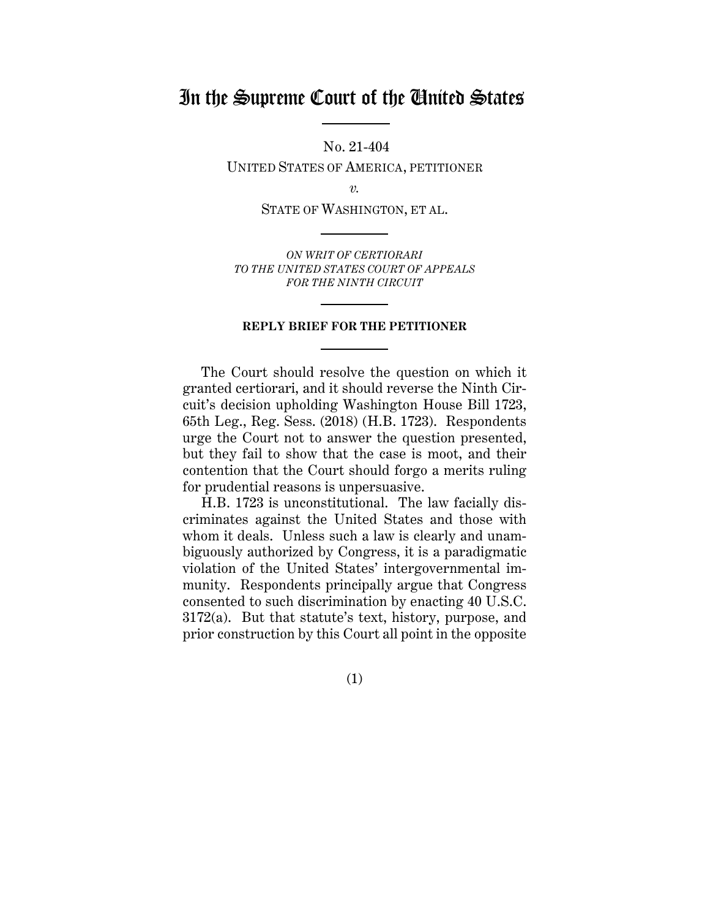# In the Supreme Court of the United States

No. 21-404

UNITED STATES OF AMERICA, PETITIONER

*v.*

STATE OF WASHINGTON, ET AL.

*ON WRIT OF CERTIORARI TO THE UNITED STATES COURT OF APPEALS FOR THE NINTH CIRCUIT*

**REPLY BRIEF FOR THE PETITIONER**

The Court should resolve the question on which it granted certiorari, and it should reverse the Ninth Circuit's decision upholding Washington House Bill 1723, 65th Leg., Reg. Sess. (2018) (H.B. 1723). Respondents urge the Court not to answer the question presented, but they fail to show that the case is moot, and their contention that the Court should forgo a merits ruling for prudential reasons is unpersuasive.

H.B. 1723 is unconstitutional. The law facially discriminates against the United States and those with whom it deals. Unless such a law is clearly and unambiguously authorized by Congress, it is a paradigmatic violation of the United States' intergovernmental immunity. Respondents principally argue that Congress consented to such discrimination by enacting 40 U.S.C. 3172(a). But that statute's text, history, purpose, and prior construction by this Court all point in the opposite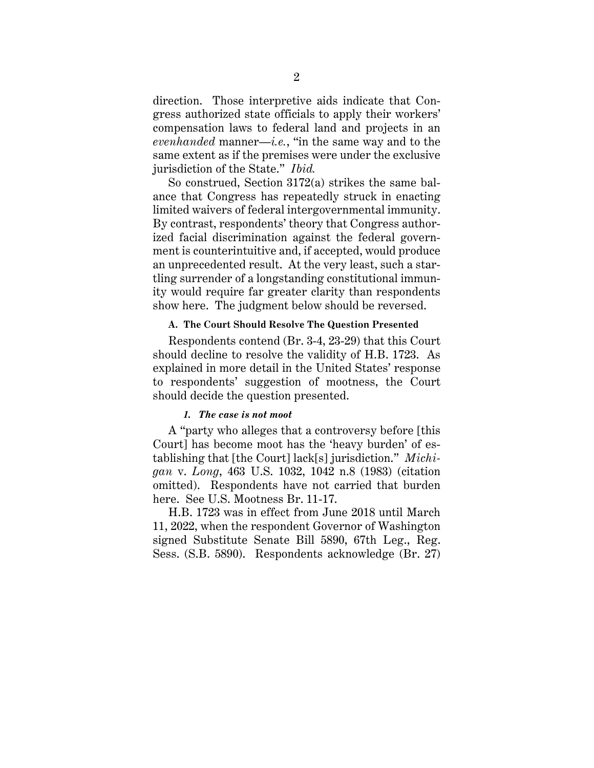direction. Those interpretive aids indicate that Congress authorized state officials to apply their workers' compensation laws to federal land and projects in an *evenhanded* manner—*i.e.*, "in the same way and to the same extent as if the premises were under the exclusive jurisdiction of the State." *Ibid.*

So construed, Section 3172(a) strikes the same balance that Congress has repeatedly struck in enacting limited waivers of federal intergovernmental immunity. By contrast, respondents' theory that Congress authorized facial discrimination against the federal government is counterintuitive and, if accepted, would produce an unprecedented result. At the very least, such a startling surrender of a longstanding constitutional immunity would require far greater clarity than respondents show here. The judgment below should be reversed.

### A. The Court Should Resolve The Question Presented

Respondents contend (Br. 3-4, 23-29) that this Court should decline to resolve the validity of H.B. 1723. As explained in more detail in the United States' response to respondents' suggestion of mootness, the Court should decide the question presented.

#### *1. The case is not moot*

A "party who alleges that a controversy before [this Court] has become moot has the 'heavy burden' of establishing that [the Court] lack[s] jurisdiction." *Michigan* v. *Long*, 463 U.S. 1032, 1042 n.8 (1983) (citation omitted). Respondents have not carried that burden here. See U.S. Mootness Br. 11-17.

H.B. 1723 was in effect from June 2018 until March 11, 2022, when the respondent Governor of Washington signed Substitute Senate Bill 5890, 67th Leg., Reg. Sess. (S.B. 5890). Respondents acknowledge (Br. 27)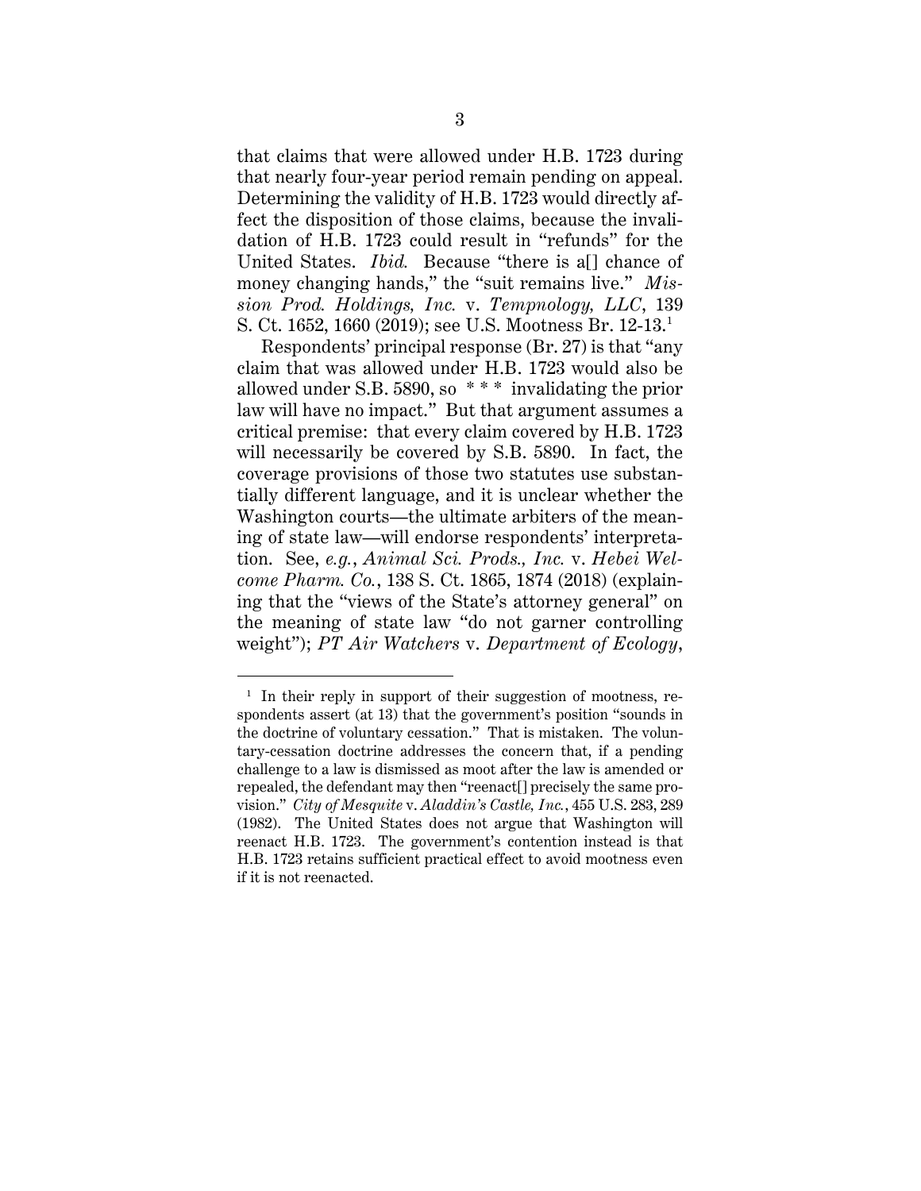that claims that were allowed under H.B. 1723 during that nearly four-year period remain pending on appeal. Determining the validity of H.B. 1723 would directly affect the disposition of those claims, because the invalidation of H.B. 1723 could result in "refunds" for the United States. *Ibid.* Because "there is a[] chance of money changing hands," the "suit remains live." *Mission Prod. Holdings, Inc.* v. *Tempnology, LLC*, 139 S. Ct. 1652, 1660 (2019); see U.S. Mootness Br. 12-13.[1]

Respondents' principal response (Br. 27) is that "any claim that was allowed under H.B. 1723 would also be allowed under S.B. 5890, so * * * invalidating the prior law will have no impact." But that argument assumes a critical premise: that every claim covered by H.B. 1723 will necessarily be covered by S.B. 5890. In fact, the coverage provisions of those two statutes use substantially different language, and it is unclear whether the Washington courts—the ultimate arbiters of the meaning of state law—will endorse respondents' interpretation. See, *e.g.*, *Animal Sci. Prods., Inc.* v. *Hebei Welcome Pharm. Co.*, 138 S. Ct. 1865, 1874 (2018) (explaining that the "views of the State's attorney general" on the meaning of state law "do not garner controlling weight"); *PT Air Watchers* v. *Department of Ecology*,

[1] In their reply in support of their suggestion of mootness, respondents assert (at 13) that the government's position "sounds in the doctrine of voluntary cessation." That is mistaken. The voluntary-cessation doctrine addresses the concern that, if a pending challenge to a law is dismissed as moot after the law is amended or repealed, the defendant may then "reenact[] precisely the same provision." *City of Mesquite* v. *Aladdin's Castle, Inc.*, 455 U.S. 283, 289 (1982). The United States does not argue that Washington will reenact H.B. 1723. The government's contention instead is that H.B. 1723 retains sufficient practical effect to avoid mootness even if it is not reenacted.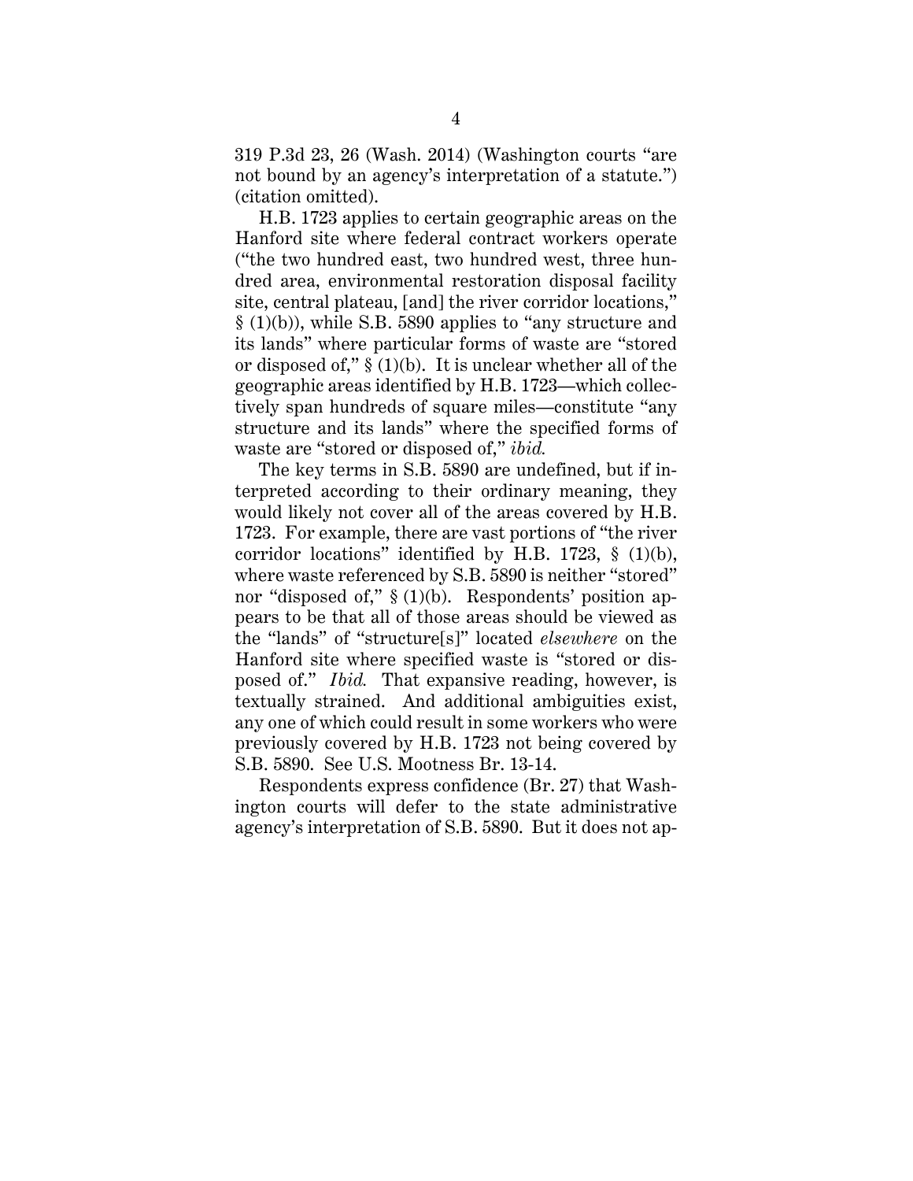319 P.3d 23, 26 (Wash. 2014) (Washington courts "are not bound by an agency's interpretation of a statute.") (citation omitted).

H.B. 1723 applies to certain geographic areas on the Hanford site where federal contract workers operate ("the two hundred east, two hundred west, three hundred area, environmental restoration disposal facility site, central plateau, [and] the river corridor locations," § (1)(b)), while S.B. 5890 applies to "any structure and its lands" where particular forms of waste are "stored or disposed of," § (1)(b). It is unclear whether all of the geographic areas identified by H.B. 1723—which collectively span hundreds of square miles—constitute "any structure and its lands" where the specified forms of waste are "stored or disposed of," *ibid.*

The key terms in S.B. 5890 are undefined, but if interpreted according to their ordinary meaning, they would likely not cover all of the areas covered by H.B. 1723. For example, there are vast portions of "the river corridor locations" identified by H.B. 1723, § (1)(b), where waste referenced by S.B. 5890 is neither "stored" nor "disposed of," § (1)(b). Respondents' position appears to be that all of those areas should be viewed as the "lands" of "structure[s]" located *elsewhere* on the Hanford site where specified waste is "stored or disposed of." *Ibid.* That expansive reading, however, is textually strained. And additional ambiguities exist, any one of which could result in some workers who were previously covered by H.B. 1723 not being covered by S.B. 5890. See U.S. Mootness Br. 13-14.

Respondents express confidence (Br. 27) that Washington courts will defer to the state administrative agency's interpretation of S.B. 5890. But it does not ap-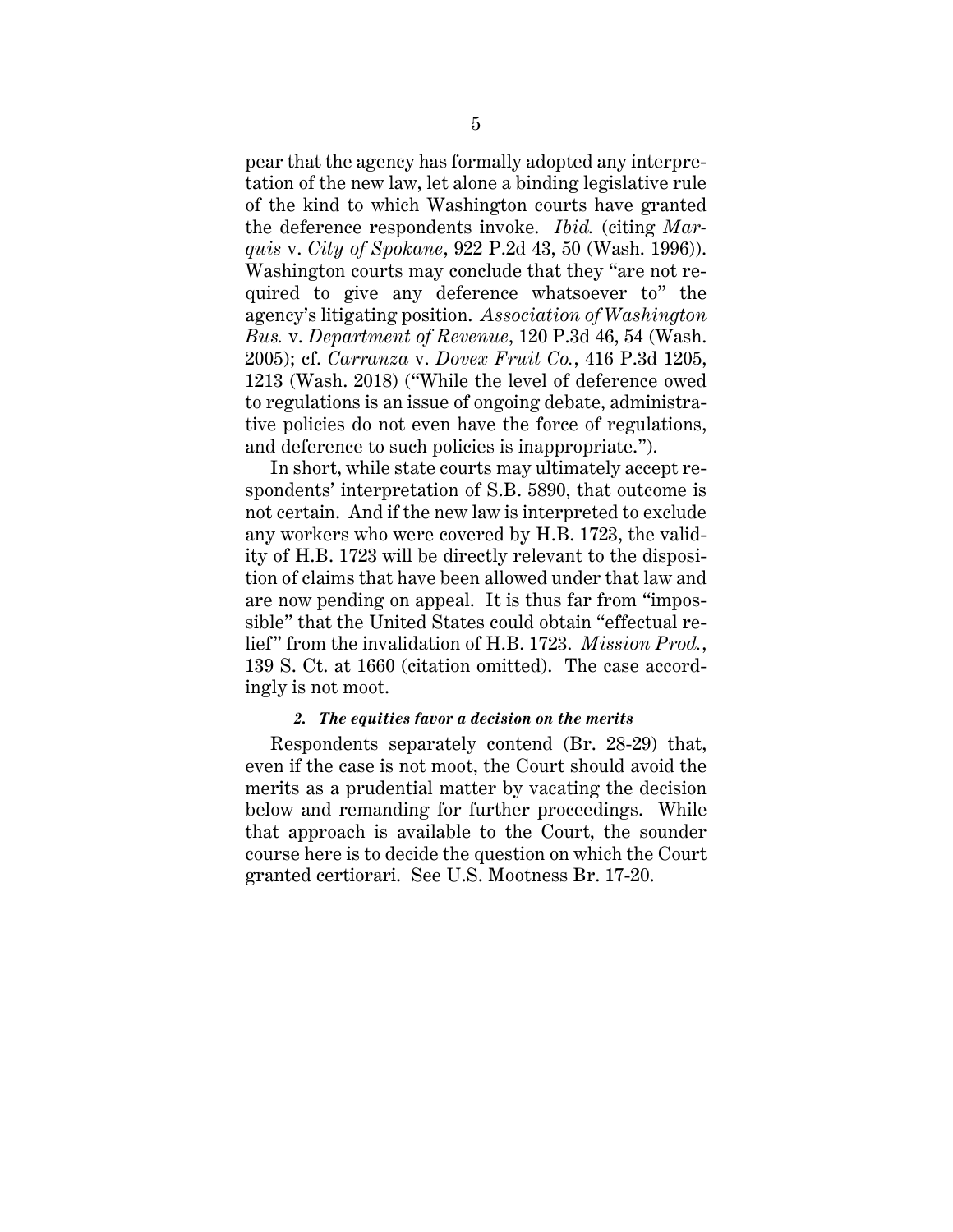pear that the agency has formally adopted any interpretation of the new law, let alone a binding legislative rule of the kind to which Washington courts have granted the deference respondents invoke. *Ibid.* (citing *Marquis* v. *City of Spokane*, 922 P.2d 43, 50 (Wash. 1996)). Washington courts may conclude that they "are not required to give any deference whatsoever to" the agency's litigating position. *Association of Washington Bus.* v. *Department of Revenue*, 120 P.3d 46, 54 (Wash. 2005); cf. *Carranza* v. *Dovex Fruit Co.*, 416 P.3d 1205, 1213 (Wash. 2018) ("While the level of deference owed to regulations is an issue of ongoing debate, administrative policies do not even have the force of regulations, and deference to such policies is inappropriate.").

In short, while state courts may ultimately accept respondents' interpretation of S.B. 5890, that outcome is not certain. And if the new law is interpreted to exclude any workers who were covered by H.B. 1723, the validity of H.B. 1723 will be directly relevant to the disposition of claims that have been allowed under that law and are now pending on appeal. It is thus far from "impossible" that the United States could obtain "effectual relief" from the invalidation of H.B. 1723. *Mission Prod.*, 139 S. Ct. at 1660 (citation omitted). The case accordingly is not moot.

### *2. The equities favor a decision on the merits*

Respondents separately contend (Br. 28-29) that, even if the case is not moot, the Court should avoid the merits as a prudential matter by vacating the decision below and remanding for further proceedings. While that approach is available to the Court, the sounder course here is to decide the question on which the Court granted certiorari. See U.S. Mootness Br. 17-20.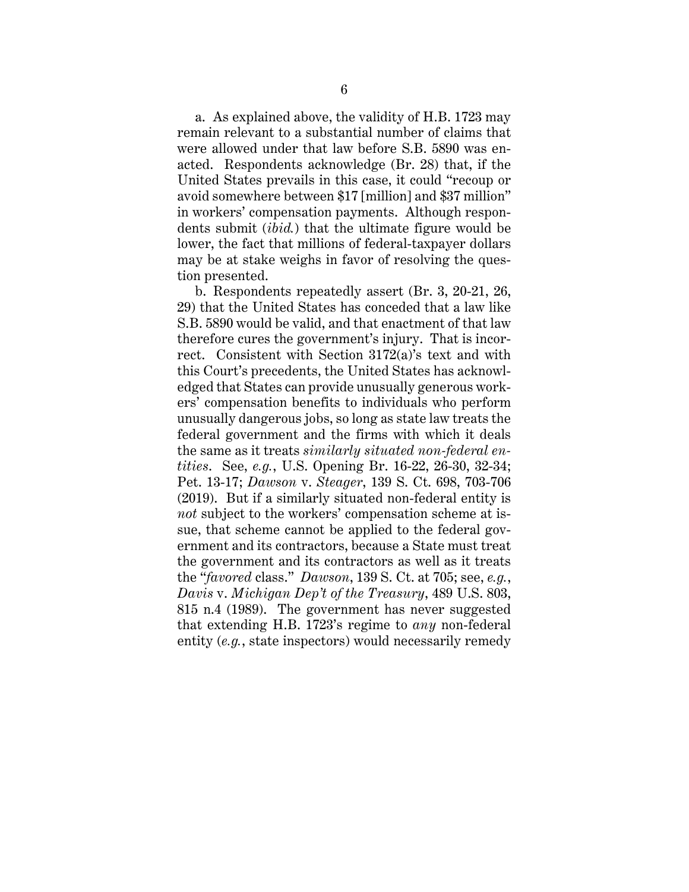a. As explained above, the validity of H.B. 1723 may remain relevant to a substantial number of claims that were allowed under that law before S.B. 5890 was enacted. Respondents acknowledge (Br. 28) that, if the United States prevails in this case, it could "recoup or avoid somewhere between $17 [million] and $37 million" in workers' compensation payments. Although respondents submit (*ibid.*) that the ultimate figure would be lower, the fact that millions of federal-taxpayer dollars may be at stake weighs in favor of resolving the question presented.

b. Respondents repeatedly assert (Br. 3, 20-21, 26, 29) that the United States has conceded that a law like S.B. 5890 would be valid, and that enactment of that law therefore cures the government's injury. That is incorrect. Consistent with Section 3172(a)'s text and with this Court's precedents, the United States has acknowledged that States can provide unusually generous workers' compensation benefits to individuals who perform unusually dangerous jobs, so long as state law treats the federal government and the firms with which it deals the same as it treats *similarly situated non-federal entities*. See, *e.g.*, U.S. Opening Br. 16-22, 26-30, 32-34; Pet. 13-17; *Dawson* v. *Steager*, 139 S. Ct. 698, 703-706 (2019). But if a similarly situated non-federal entity is *not* subject to the workers' compensation scheme at issue, that scheme cannot be applied to the federal government and its contractors, because a State must treat the government and its contractors as well as it treats the "*favored* class." *Dawson*, 139 S. Ct. at 705; see, *e.g.*, *Davis* v. *Michigan Dep't of the Treasury*, 489 U.S. 803, 815 n.4 (1989). The government has never suggested that extending H.B. 1723's regime to *any* non-federal entity (*e.g.*, state inspectors) would necessarily remedy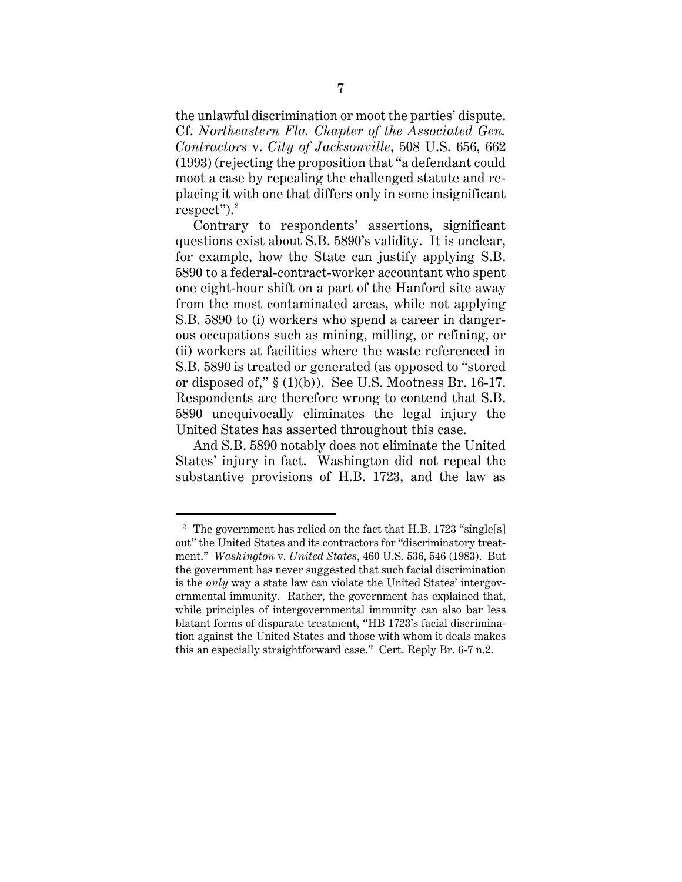the unlawful discrimination or moot the parties' dispute. Cf. *Northeastern Fla. Chapter of the Associated Gen. Contractors* v. *City of Jacksonville*, 508 U.S. 656, 662 (1993) (rejecting the proposition that "a defendant could moot a case by repealing the challenged statute and replacing it with one that differs only in some insignificant respect").[2]

Contrary to respondents' assertions, significant questions exist about S.B. 5890's validity. It is unclear, for example, how the State can justify applying S.B. 5890 to a federal-contract-worker accountant who spent one eight-hour shift on a part of the Hanford site away from the most contaminated areas, while not applying S.B. 5890 to (i) workers who spend a career in dangerous occupations such as mining, milling, or refining, or (ii) workers at facilities where the waste referenced in S.B. 5890 is treated or generated (as opposed to "stored or disposed of," § (1)(b)). See U.S. Mootness Br. 16-17. Respondents are therefore wrong to contend that S.B. 5890 unequivocally eliminates the legal injury the United States has asserted throughout this case.

And S.B. 5890 notably does not eliminate the United States' injury in fact. Washington did not repeal the substantive provisions of H.B. 1723, and the law as

---

[2] The government has relied on the fact that H.B. 1723 "single[s] out" the United States and its contractors for "discriminatory treatment." *Washington* v. *United States*, 460 U.S. 536, 546 (1983). But the government has never suggested that such facial discrimination is the *only* way a state law can violate the United States' intergovernmental immunity. Rather, the government has explained that, while principles of intergovernmental immunity can also bar less blatant forms of disparate treatment, "HB 1723's facial discrimination against the United States and those with whom it deals makes this an especially straightforward case." Cert. Reply Br. 6-7 n.2.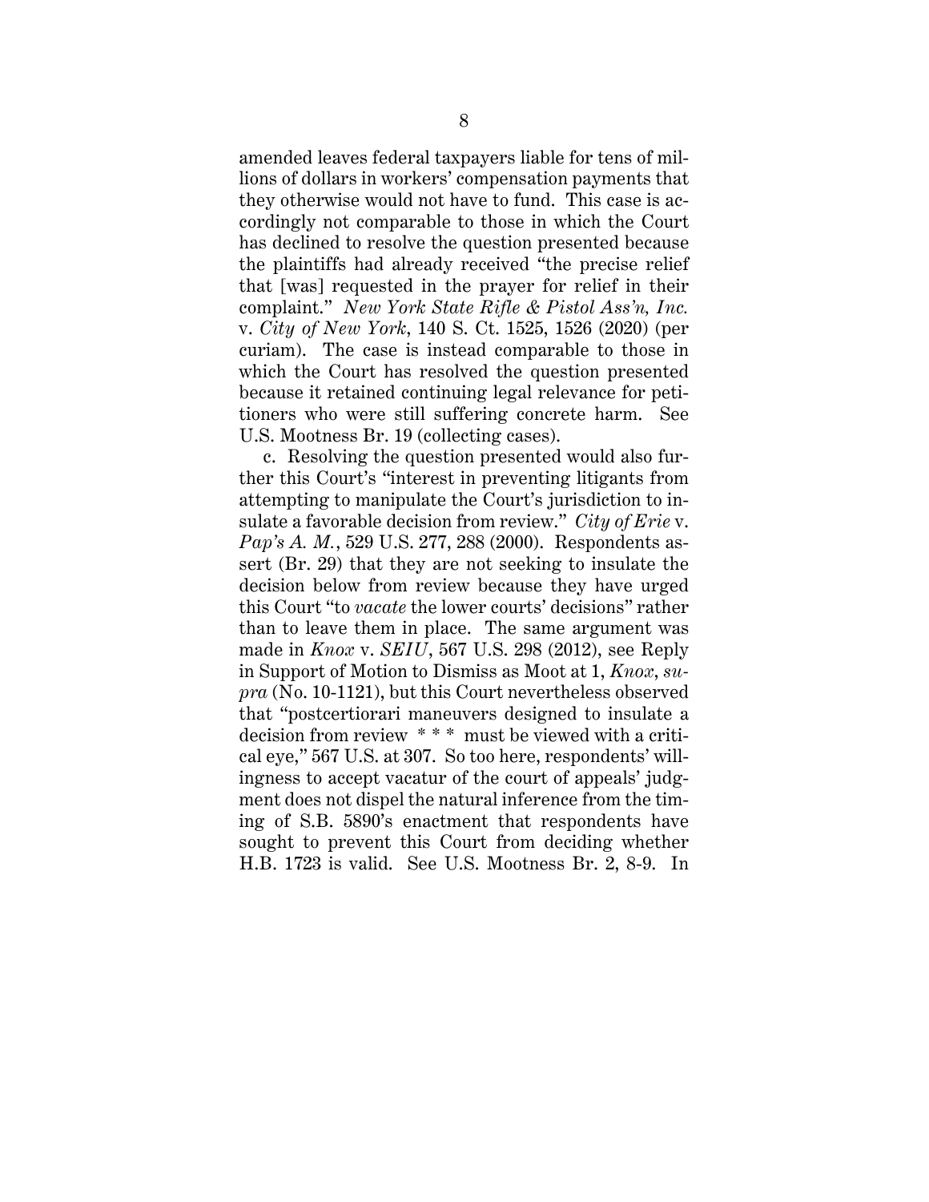amended leaves federal taxpayers liable for tens of millions of dollars in workers' compensation payments that they otherwise would not have to fund. This case is accordingly not comparable to those in which the Court has declined to resolve the question presented because the plaintiffs had already received "the precise relief that [was] requested in the prayer for relief in their complaint." *New York State Rifle & Pistol Ass'n, Inc.* v. *City of New York*, 140 S. Ct. 1525, 1526 (2020) (per curiam). The case is instead comparable to those in which the Court has resolved the question presented because it retained continuing legal relevance for petitioners who were still suffering concrete harm. See U.S. Mootness Br. 19 (collecting cases).

c. Resolving the question presented would also further this Court's "interest in preventing litigants from attempting to manipulate the Court's jurisdiction to insulate a favorable decision from review." *City of Erie* v. *Pap's A. M.*, 529 U.S. 277, 288 (2000). Respondents assert (Br. 29) that they are not seeking to insulate the decision below from review because they have urged this Court "to *vacate* the lower courts' decisions" rather than to leave them in place. The same argument was made in *Knox* v. *SEIU*, 567 U.S. 298 (2012), see Reply in Support of Motion to Dismiss as Moot at 1, *Knox*, *supra* (No. 10-1121), but this Court nevertheless observed that "postcertiorari maneuvers designed to insulate a decision from review * * * must be viewed with a critical eye," 567 U.S. at 307. So too here, respondents' willingness to accept vacatur of the court of appeals' judgment does not dispel the natural inference from the timing of S.B. 5890's enactment that respondents have sought to prevent this Court from deciding whether H.B. 1723 is valid. See U.S. Mootness Br. 2, 8-9. In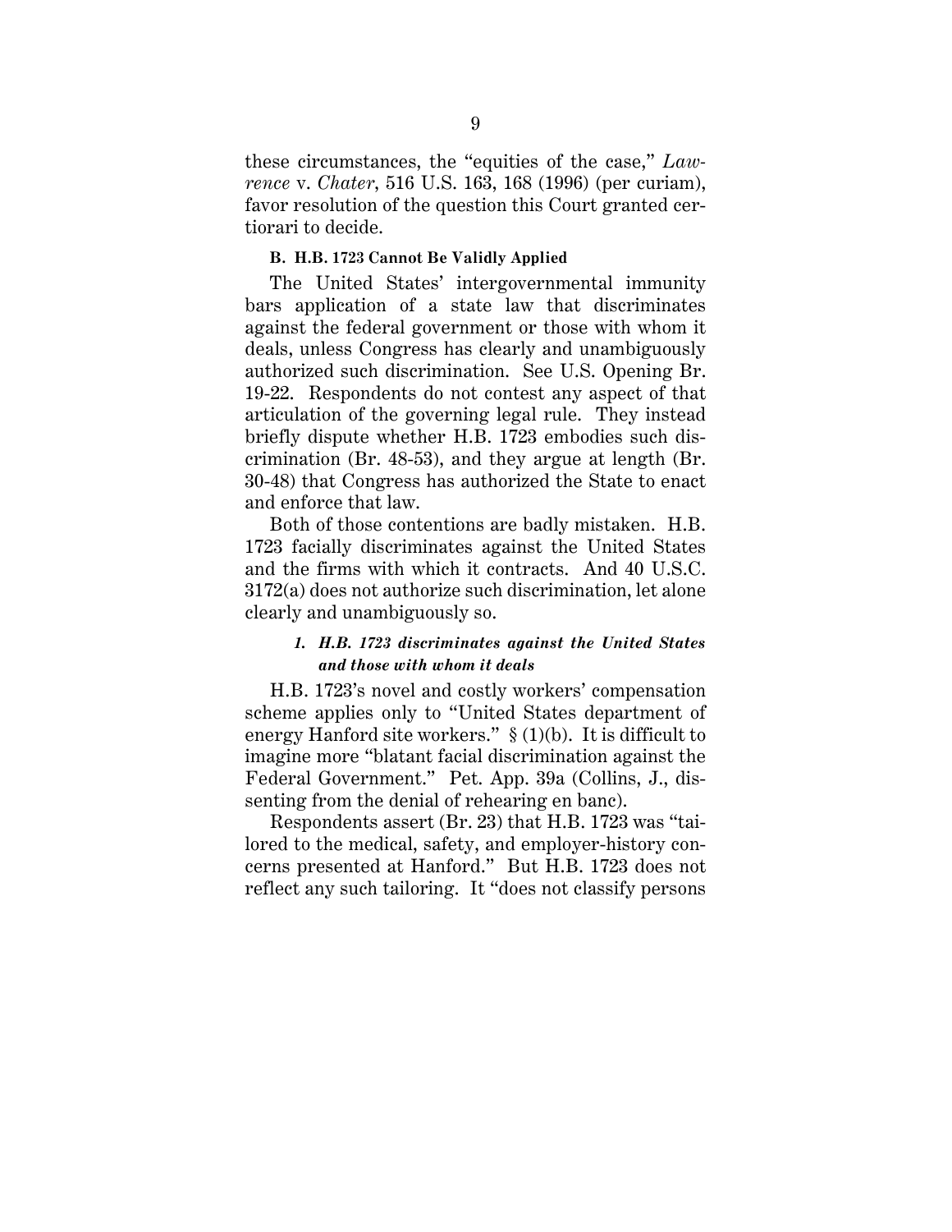these circumstances, the "equities of the case," *Lawrence* v. *Chater*, 516 U.S. 163, 168 (1996) (per curiam), favor resolution of the question this Court granted certiorari to decide.

### B. H.B. 1723 Cannot Be Validly Applied

The United States' intergovernmental immunity bars application of a state law that discriminates against the federal government or those with whom it deals, unless Congress has clearly and unambiguously authorized such discrimination. See U.S. Opening Br. 19-22. Respondents do not contest any aspect of that articulation of the governing legal rule. They instead briefly dispute whether H.B. 1723 embodies such discrimination (Br. 48-53), and they argue at length (Br. 30-48) that Congress has authorized the State to enact and enforce that law.

Both of those contentions are badly mistaken. H.B. 1723 facially discriminates against the United States and the firms with which it contracts. And 40 U.S.C. 3172(a) does not authorize such discrimination, let alone clearly and unambiguously so.

#### *1. H.B. 1723 discriminates against the United States and those with whom it deals*

H.B. 1723's novel and costly workers' compensation scheme applies only to "United States department of energy Hanford site workers." § (1)(b). It is difficult to imagine more "blatant facial discrimination against the Federal Government." Pet. App. 39a (Collins, J., dissenting from the denial of rehearing en banc).

Respondents assert (Br. 23) that H.B. 1723 was "tailored to the medical, safety, and employer-history concerns presented at Hanford." But H.B. 1723 does not reflect any such tailoring. It "does not classify persons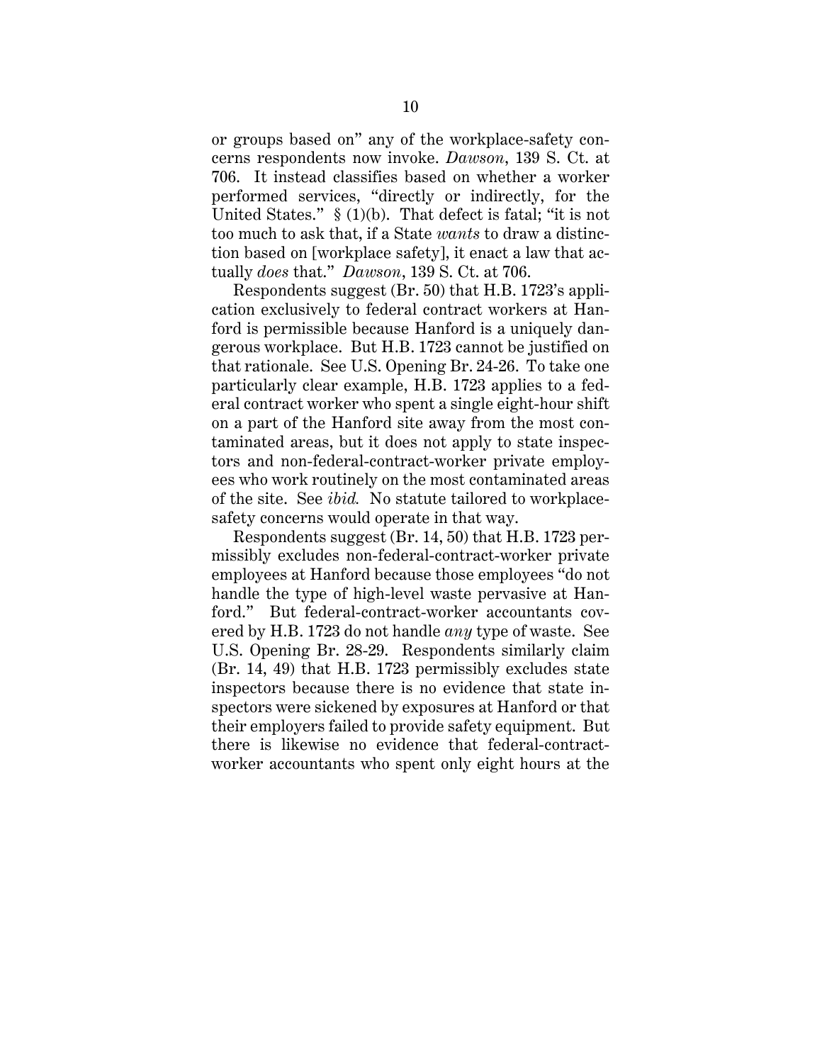or groups based on" any of the workplace-safety concerns respondents now invoke. *Dawson*, 139 S. Ct. at 706. It instead classifies based on whether a worker performed services, "directly or indirectly, for the United States." § (1)(b). That defect is fatal; "it is not too much to ask that, if a State *wants* to draw a distinction based on [workplace safety], it enact a law that actually *does* that." *Dawson*, 139 S. Ct. at 706.

Respondents suggest (Br. 50) that H.B. 1723's application exclusively to federal contract workers at Hanford is permissible because Hanford is a uniquely dangerous workplace. But H.B. 1723 cannot be justified on that rationale. See U.S. Opening Br. 24-26. To take one particularly clear example, H.B. 1723 applies to a federal contract worker who spent a single eight-hour shift on a part of the Hanford site away from the most contaminated areas, but it does not apply to state inspectors and non-federal-contract-worker private employees who work routinely on the most contaminated areas of the site. See *ibid.* No statute tailored to workplace-safety concerns would operate in that way.

Respondents suggest (Br. 14, 50) that H.B. 1723 permissibly excludes non-federal-contract-worker private employees at Hanford because those employees "do not handle the type of high-level waste pervasive at Hanford." But federal-contract-worker accountants covered by H.B. 1723 do not handle *any* type of waste. See U.S. Opening Br. 28-29. Respondents similarly claim (Br. 14, 49) that H.B. 1723 permissibly excludes state inspectors because there is no evidence that state inspectors were sickened by exposures at Hanford or that their employers failed to provide safety equipment. But there is likewise no evidence that federal-contract-worker accountants who spent only eight hours at the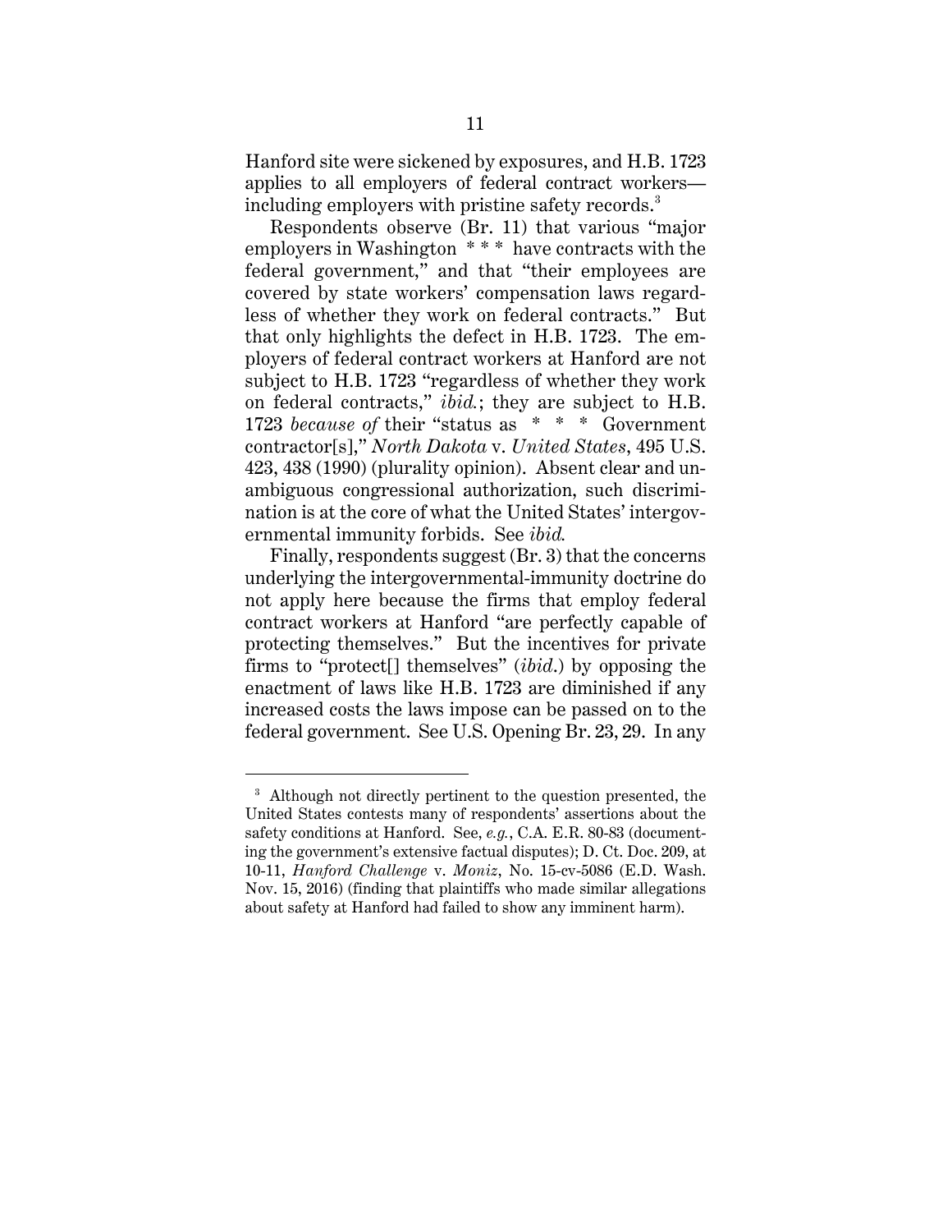Hanford site were sickened by exposures, and H.B. 1723 applies to all employers of federal contract workers—including employers with pristine safety records.[3]

Respondents observe (Br. 11) that various "major employers in Washington * * * have contracts with the federal government," and that "their employees are covered by state workers' compensation laws regardless of whether they work on federal contracts." But that only highlights the defect in H.B. 1723. The employers of federal contract workers at Hanford are not subject to H.B. 1723 "regardless of whether they work on federal contracts," *ibid.*; they are subject to H.B. 1723 *because of* their "status as * * * Government contractor[s]," *North Dakota* v. *United States*, 495 U.S. 423, 438 (1990) (plurality opinion). Absent clear and unambiguous congressional authorization, such discrimination is at the core of what the United States' intergovernmental immunity forbids. See *ibid.*

Finally, respondents suggest (Br. 3) that the concerns underlying the intergovernmental-immunity doctrine do not apply here because the firms that employ federal contract workers at Hanford "are perfectly capable of protecting themselves." But the incentives for private firms to "protect[] themselves" (*ibid.*) by opposing the enactment of laws like H.B. 1723 are diminished if any increased costs the laws impose can be passed on to the federal government. See U.S. Opening Br. 23, 29. In any

---

[3] Although not directly pertinent to the question presented, the United States contests many of respondents' assertions about the safety conditions at Hanford. See, *e.g.*, C.A. E.R. 80-83 (documenting the government's extensive factual disputes); D. Ct. Doc. 209, at 10-11, *Hanford Challenge* v. *Moniz*, No. 15-cv-5086 (E.D. Wash. Nov. 15, 2016) (finding that plaintiffs who made similar allegations about safety at Hanford had failed to show any imminent harm).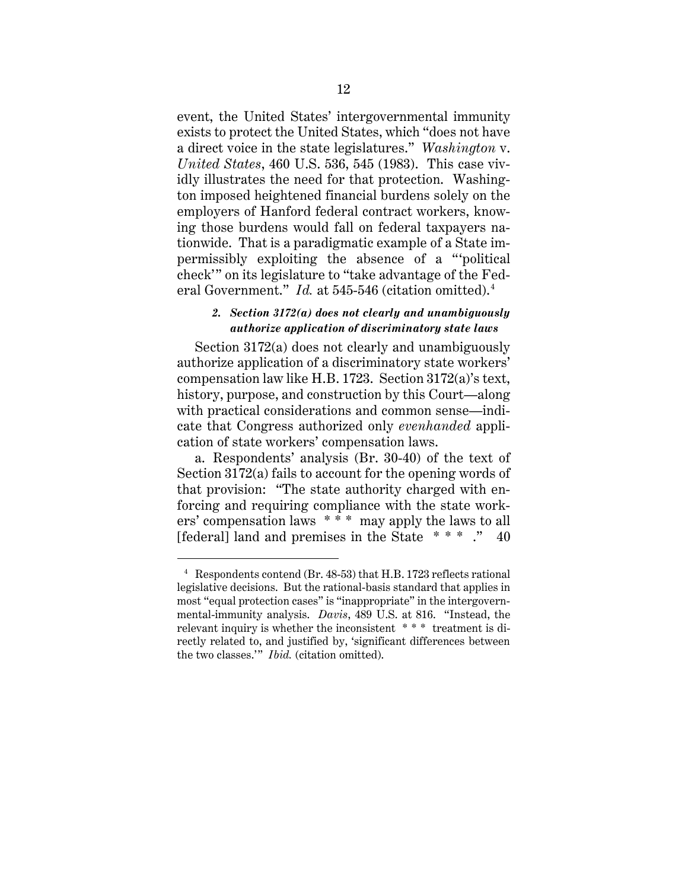event, the United States' intergovernmental immunity exists to protect the United States, which "does not have a direct voice in the state legislatures." *Washington* v. *United States*, 460 U.S. 536, 545 (1983). This case vividly illustrates the need for that protection. Washington imposed heightened financial burdens solely on the employers of Hanford federal contract workers, knowing those burdens would fall on federal taxpayers nationwide. That is a paradigmatic example of a State impermissibly exploiting the absence of a "'political check'" on its legislature to "take advantage of the Federal Government." *Id.* at 545-546 (citation omitted).[4]

#### *2. Section 3172(a) does not clearly and unambiguously authorize application of discriminatory state laws*

Section 3172(a) does not clearly and unambiguously authorize application of a discriminatory state workers' compensation law like H.B. 1723. Section 3172(a)'s text, history, purpose, and construction by this Court—along with practical considerations and common sense—indicate that Congress authorized only *evenhanded* application of state workers' compensation laws.

a. Respondents' analysis (Br. 30-40) of the text of Section 3172(a) fails to account for the opening words of that provision: "The state authority charged with enforcing and requiring compliance with the state workers' compensation laws * * * may apply the laws to all [federal] land and premises in the State * * * ." 40

---

[4] Respondents contend (Br. 48-53) that H.B. 1723 reflects rational legislative decisions. But the rational-basis standard that applies in most "equal protection cases" is "inappropriate" in the intergovernmental-immunity analysis. *Davis*, 489 U.S. at 816. "Instead, the relevant inquiry is whether the inconsistent * * * treatment is directly related to, and justified by, 'significant differences between the two classes.'" *Ibid.* (citation omitted).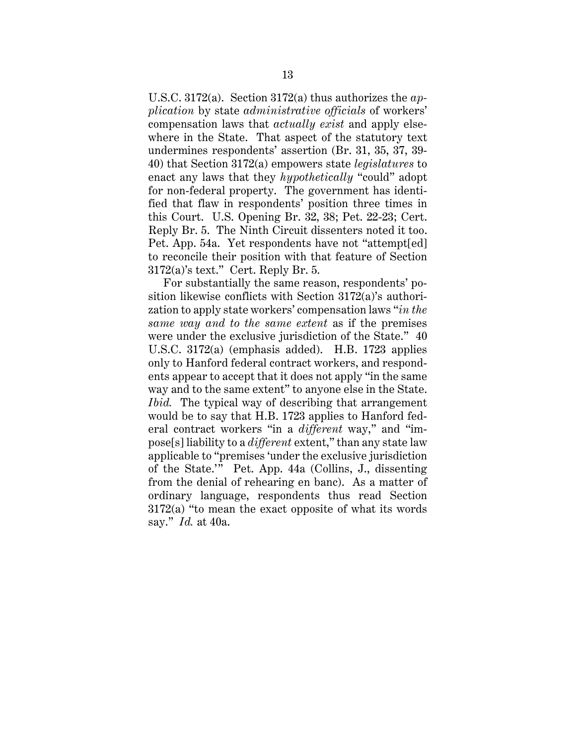U.S.C. 3172(a). Section 3172(a) thus authorizes the *application* by state *administrative officials* of workers' compensation laws that *actually exist* and apply elsewhere in the State. That aspect of the statutory text undermines respondents' assertion (Br. 31, 35, 37, 39-40) that Section 3172(a) empowers state *legislatures* to enact any laws that they *hypothetically* "could" adopt for non-federal property. The government has identified that flaw in respondents' position three times in this Court. U.S. Opening Br. 32, 38; Pet. 22-23; Cert. Reply Br. 5. The Ninth Circuit dissenters noted it too. Pet. App. 54a. Yet respondents have not "attempt[ed] to reconcile their position with that feature of Section 3172(a)'s text." Cert. Reply Br. 5.

For substantially the same reason, respondents' position likewise conflicts with Section 3172(a)'s authorization to apply state workers' compensation laws "*in the same way and to the same extent* as if the premises were under the exclusive jurisdiction of the State." 40 U.S.C. 3172(a) (emphasis added). H.B. 1723 applies only to Hanford federal contract workers, and respondents appear to accept that it does not apply "in the same way and to the same extent" to anyone else in the State. *Ibid.* The typical way of describing that arrangement would be to say that H.B. 1723 applies to Hanford federal contract workers "in a *different* way," and "impose[s] liability to a *different* extent," than any state law applicable to "premises 'under the exclusive jurisdiction of the State.'" Pet. App. 44a (Collins, J., dissenting from the denial of rehearing en banc). As a matter of ordinary language, respondents thus read Section 3172(a) "to mean the exact opposite of what its words say." *Id.* at 40a.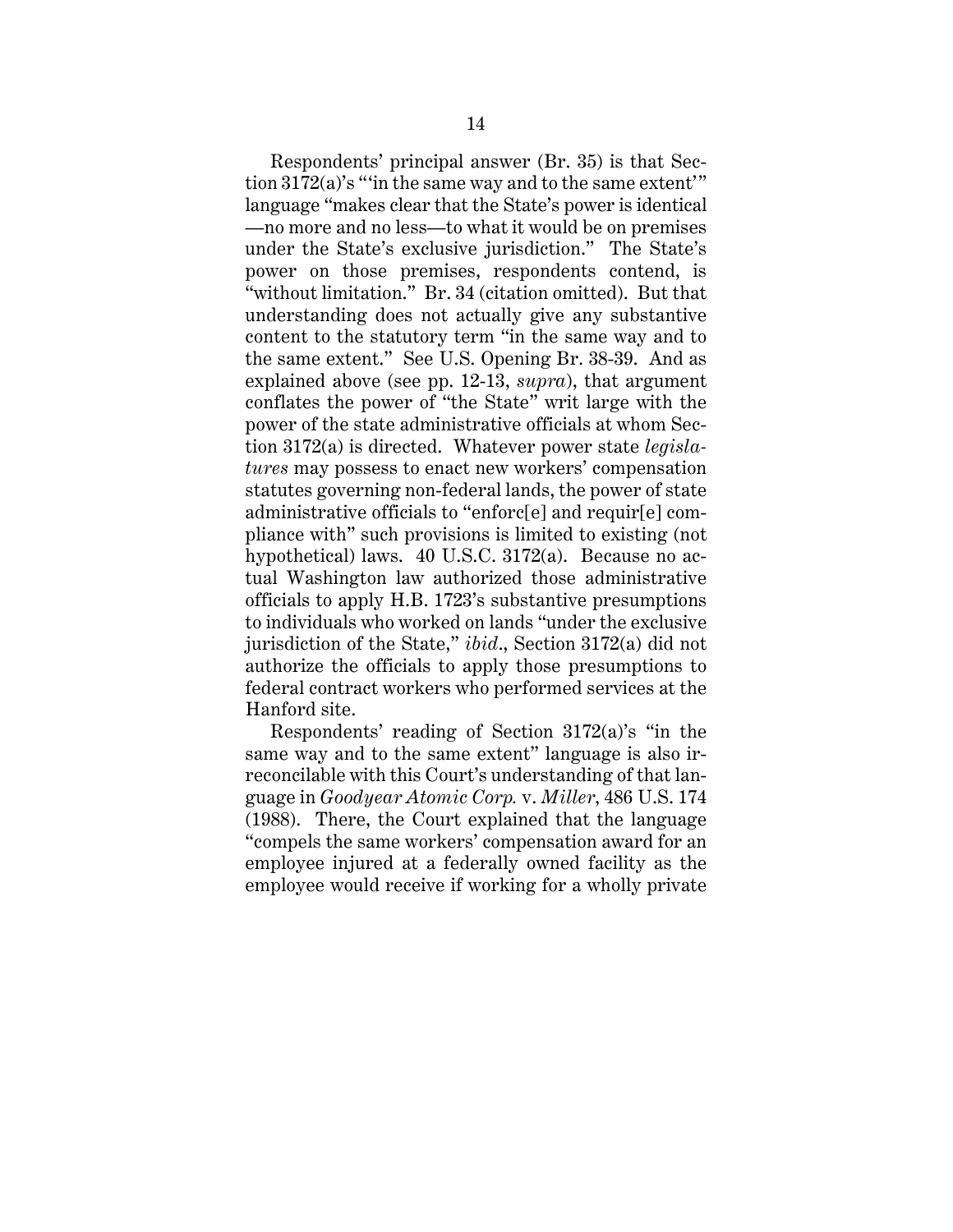Respondents' principal answer (Br. 35) is that Section 3172(a)'s "'in the same way and to the same extent'" language "makes clear that the State's power is identical—no more and no less—to what it would be on premises under the State's exclusive jurisdiction." The State's power on those premises, respondents contend, is "without limitation." Br. 34 (citation omitted). But that understanding does not actually give any substantive content to the statutory term "in the same way and to the same extent." See U.S. Opening Br. 38-39. And as explained above (see pp. 12-13, *supra*), that argument conflates the power of "the State" writ large with the power of the state administrative officials at whom Section 3172(a) is directed. Whatever power state *legislatures* may possess to enact new workers' compensation statutes governing non-federal lands, the power of state administrative officials to "enforc[e] and requir[e] compliance with" such provisions is limited to existing (not hypothetical) laws. 40 U.S.C. 3172(a). Because no actual Washington law authorized those administrative officials to apply H.B. 1723's substantive presumptions to individuals who worked on lands "under the exclusive jurisdiction of the State," *ibid*., Section 3172(a) did not authorize the officials to apply those presumptions to federal contract workers who performed services at the Hanford site.

Respondents' reading of Section 3172(a)'s "in the same way and to the same extent" language is also irreconcilable with this Court's understanding of that language in *Goodyear Atomic Corp.* v. *Miller*, 486 U.S. 174 (1988). There, the Court explained that the language "compels the same workers' compensation award for an employee injured at a federally owned facility as the employee would receive if working for a wholly private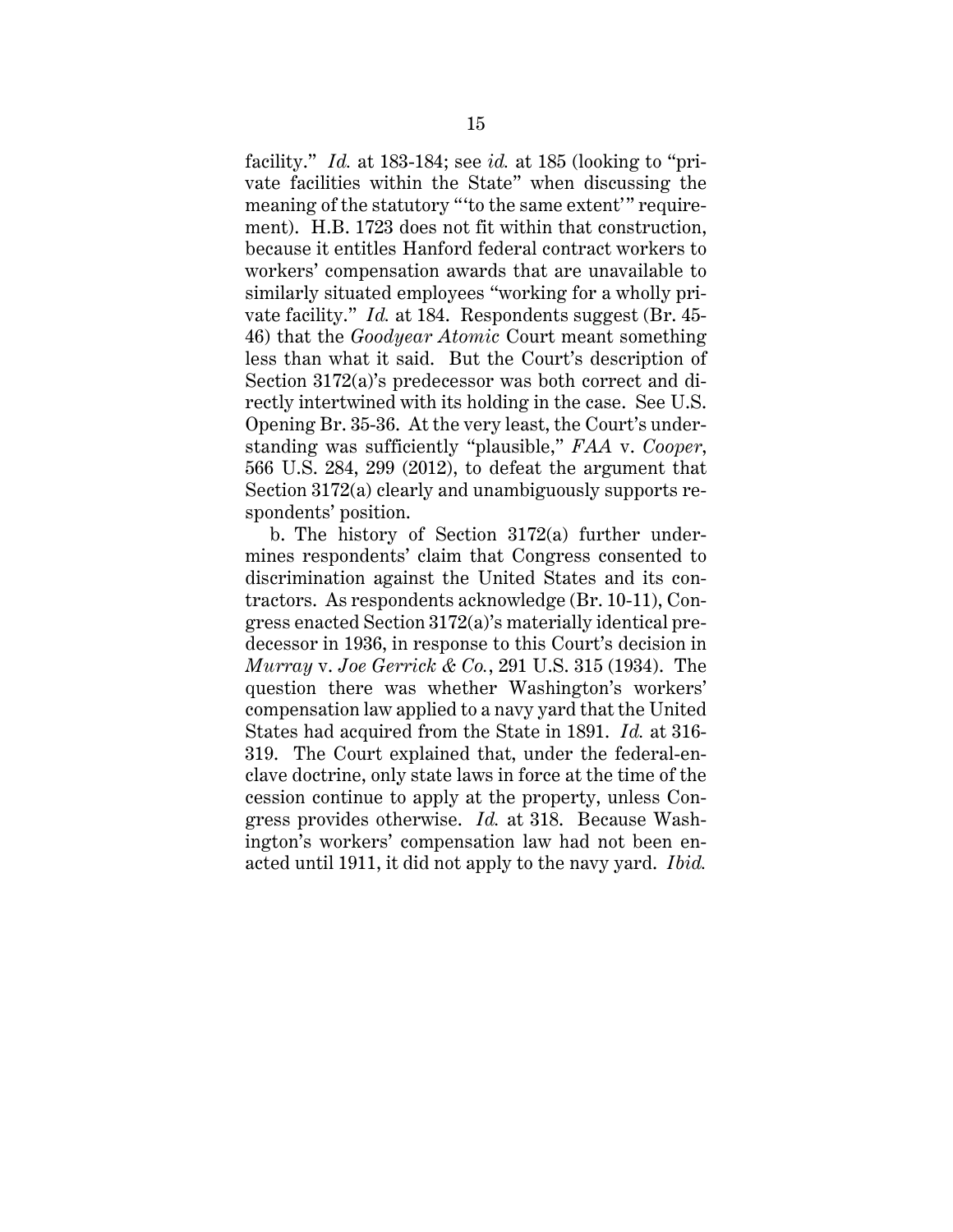facility." *Id.* at 183-184; see *id.* at 185 (looking to "private facilities within the State" when discussing the meaning of the statutory "'to the same extent'" requirement). H.B. 1723 does not fit within that construction, because it entitles Hanford federal contract workers to workers' compensation awards that are unavailable to similarly situated employees "working for a wholly private facility." *Id.* at 184. Respondents suggest (Br. 45-46) that the *Goodyear Atomic* Court meant something less than what it said. But the Court's description of Section 3172(a)'s predecessor was both correct and directly intertwined with its holding in the case. See U.S. Opening Br. 35-36. At the very least, the Court's understanding was sufficiently "plausible," *FAA* v. *Cooper*, 566 U.S. 284, 299 (2012), to defeat the argument that Section 3172(a) clearly and unambiguously supports respondents' position.

b. The history of Section 3172(a) further undermines respondents' claim that Congress consented to discrimination against the United States and its contractors. As respondents acknowledge (Br. 10-11), Congress enacted Section 3172(a)'s materially identical predecessor in 1936, in response to this Court's decision in *Murray* v. *Joe Gerrick & Co.*, 291 U.S. 315 (1934). The question there was whether Washington's workers' compensation law applied to a navy yard that the United States had acquired from the State in 1891. *Id.* at 316-319. The Court explained that, under the federal-enclave doctrine, only state laws in force at the time of the cession continue to apply at the property, unless Congress provides otherwise. *Id.* at 318. Because Washington's workers' compensation law had not been enacted until 1911, it did not apply to the navy yard. *Ibid.*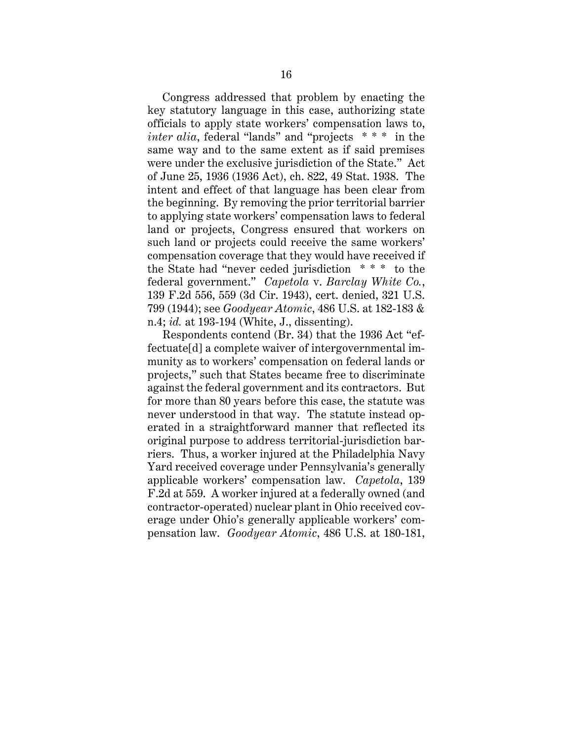Congress addressed that problem by enacting the key statutory language in this case, authorizing state officials to apply state workers' compensation laws to, *inter alia*, federal "lands" and "projects * * * in the same way and to the same extent as if said premises were under the exclusive jurisdiction of the State." Act of June 25, 1936 (1936 Act), ch. 822, 49 Stat. 1938. The intent and effect of that language has been clear from the beginning. By removing the prior territorial barrier to applying state workers' compensation laws to federal land or projects, Congress ensured that workers on such land or projects could receive the same workers' compensation coverage that they would have received if the State had "never ceded jurisdiction * * * to the federal government." *Capetola* v. *Barclay White Co.*, 139 F.2d 556, 559 (3d Cir. 1943), cert. denied, 321 U.S. 799 (1944); see *Goodyear Atomic*, 486 U.S. at 182-183 & n.4; *id.* at 193-194 (White, J., dissenting).

Respondents contend (Br. 34) that the 1936 Act "effectuate[d] a complete waiver of intergovernmental immunity as to workers' compensation on federal lands or projects," such that States became free to discriminate against the federal government and its contractors. But for more than 80 years before this case, the statute was never understood in that way. The statute instead operated in a straightforward manner that reflected its original purpose to address territorial-jurisdiction barriers. Thus, a worker injured at the Philadelphia Navy Yard received coverage under Pennsylvania's generally applicable workers' compensation law. *Capetola*, 139 F.2d at 559. A worker injured at a federally owned (and contractor-operated) nuclear plant in Ohio received coverage under Ohio's generally applicable workers' compensation law. *Goodyear Atomic*, 486 U.S. at 180-181,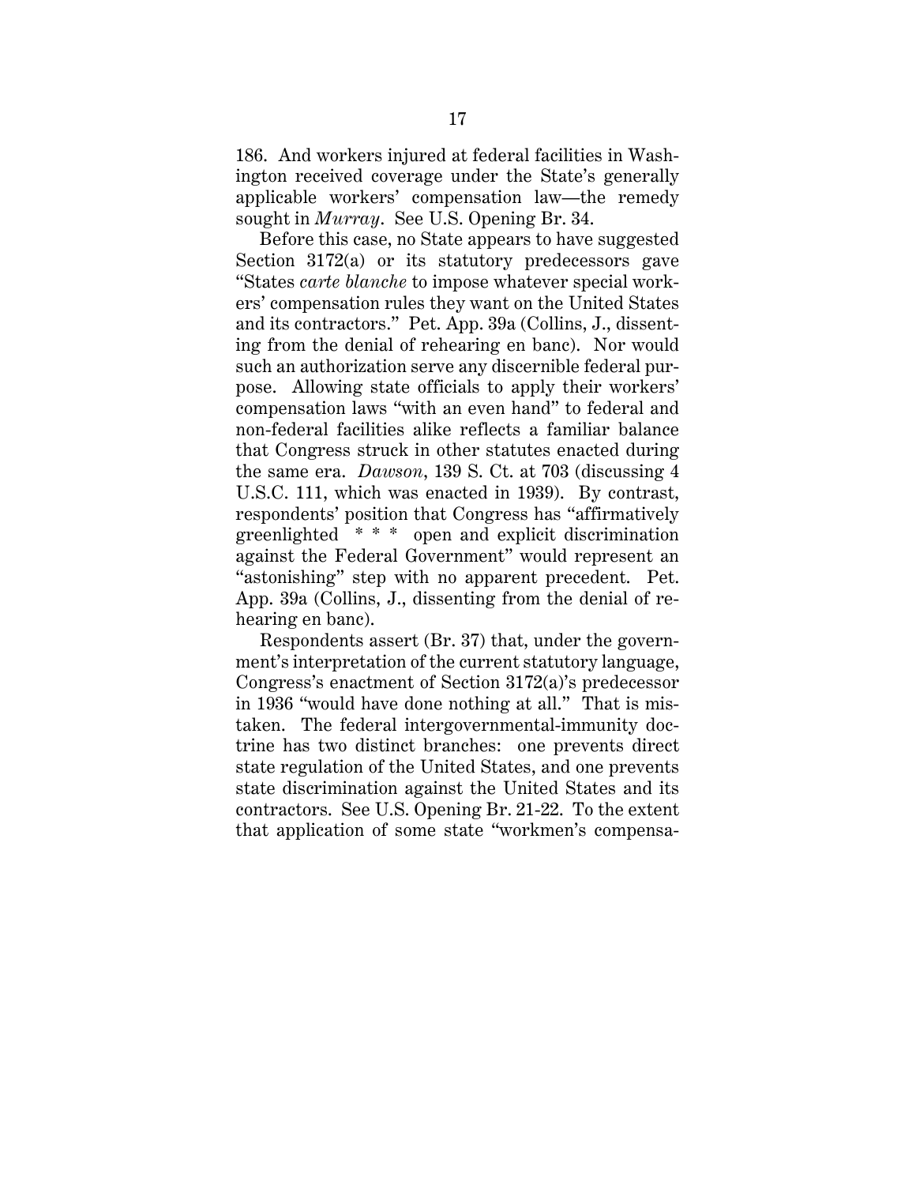186. And workers injured at federal facilities in Washington received coverage under the State's generally applicable workers' compensation law—the remedy sought in *Murray*. See U.S. Opening Br. 34.

Before this case, no State appears to have suggested Section 3172(a) or its statutory predecessors gave "States *carte blanche* to impose whatever special workers' compensation rules they want on the United States and its contractors." Pet. App. 39a (Collins, J., dissenting from the denial of rehearing en banc). Nor would such an authorization serve any discernible federal purpose. Allowing state officials to apply their workers' compensation laws "with an even hand" to federal and non-federal facilities alike reflects a familiar balance that Congress struck in other statutes enacted during the same era. *Dawson*, 139 S. Ct. at 703 (discussing 4 U.S.C. 111, which was enacted in 1939). By contrast, respondents' position that Congress has "affirmatively greenlighted * * * open and explicit discrimination against the Federal Government" would represent an "astonishing" step with no apparent precedent. Pet. App. 39a (Collins, J., dissenting from the denial of rehearing en banc).

Respondents assert (Br. 37) that, under the government's interpretation of the current statutory language, Congress's enactment of Section 3172(a)'s predecessor in 1936 "would have done nothing at all." That is mistaken. The federal intergovernmental-immunity doctrine has two distinct branches: one prevents direct state regulation of the United States, and one prevents state discrimination against the United States and its contractors. See U.S. Opening Br. 21-22. To the extent that application of some state "workmen's compensa-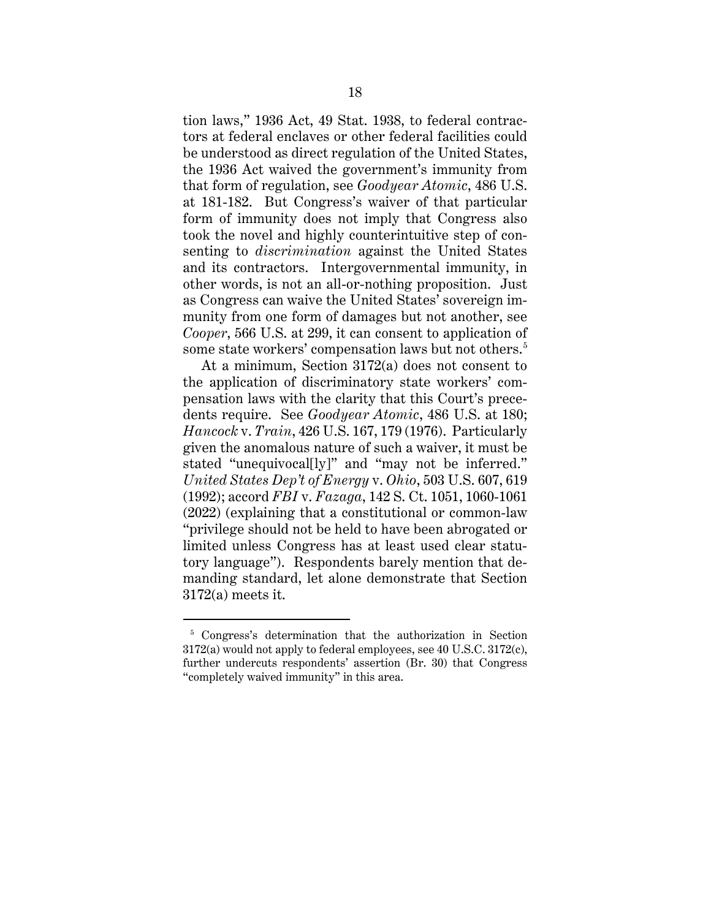tion laws," 1936 Act, 49 Stat. 1938, to federal contractors at federal enclaves or other federal facilities could be understood as direct regulation of the United States, the 1936 Act waived the government's immunity from that form of regulation, see *Goodyear Atomic*, 486 U.S. at 181-182. But Congress's waiver of that particular form of immunity does not imply that Congress also took the novel and highly counterintuitive step of consenting to *discrimination* against the United States and its contractors. Intergovernmental immunity, in other words, is not an all-or-nothing proposition. Just as Congress can waive the United States' sovereign immunity from one form of damages but not another, see *Cooper*, 566 U.S. at 299, it can consent to application of some state workers' compensation laws but not others.[5]

At a minimum, Section 3172(a) does not consent to the application of discriminatory state workers' compensation laws with the clarity that this Court's precedents require. See *Goodyear Atomic*, 486 U.S. at 180; *Hancock* v. *Train*, 426 U.S. 167, 179 (1976). Particularly given the anomalous nature of such a waiver, it must be stated "unequivocal[ly]" and "may not be inferred." *United States Dep't of Energy* v. *Ohio*, 503 U.S. 607, 619 (1992); accord *FBI* v. *Fazaga*, 142 S. Ct. 1051, 1060-1061 (2022) (explaining that a constitutional or common-law "privilege should not be held to have been abrogated or limited unless Congress has at least used clear statutory language"). Respondents barely mention that demanding standard, let alone demonstrate that Section 3172(a) meets it.

---

[5] Congress's determination that the authorization in Section 3172(a) would not apply to federal employees, see 40 U.S.C. 3172(c), further undercuts respondents' assertion (Br. 30) that Congress "completely waived immunity" in this area.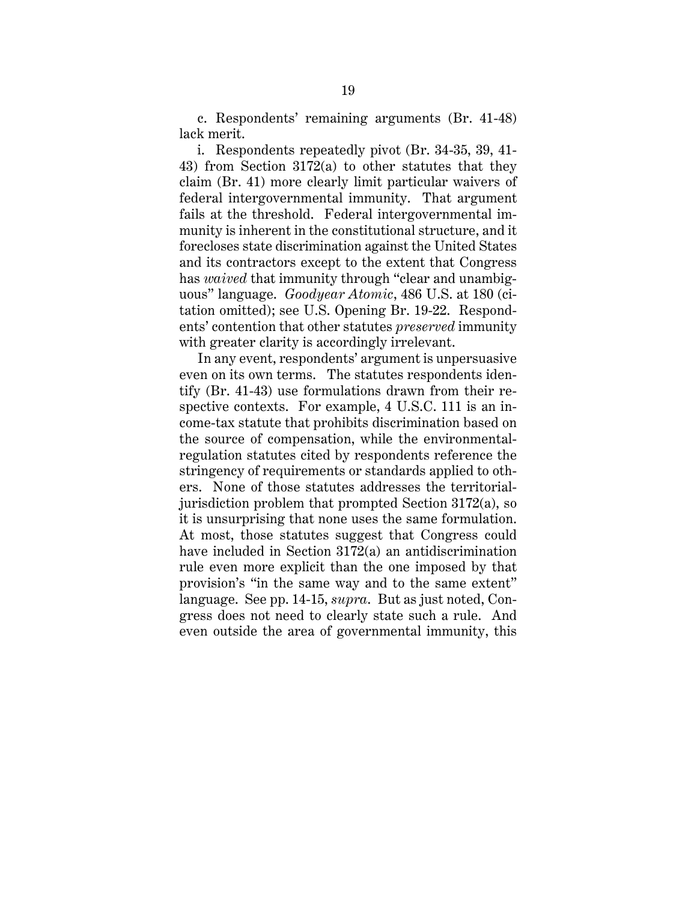c. Respondents' remaining arguments (Br. 41-48) lack merit.

i. Respondents repeatedly pivot (Br. 34-35, 39, 41-43) from Section 3172(a) to other statutes that they claim (Br. 41) more clearly limit particular waivers of federal intergovernmental immunity. That argument fails at the threshold. Federal intergovernmental immunity is inherent in the constitutional structure, and it forecloses state discrimination against the United States and its contractors except to the extent that Congress has *waived* that immunity through "clear and unambiguous" language. *Goodyear Atomic*, 486 U.S. at 180 (citation omitted); see U.S. Opening Br. 19-22. Respondents' contention that other statutes *preserved* immunity with greater clarity is accordingly irrelevant.

In any event, respondents' argument is unpersuasive even on its own terms. The statutes respondents identify (Br. 41-43) use formulations drawn from their respective contexts. For example, 4 U.S.C. 111 is an income-tax statute that prohibits discrimination based on the source of compensation, while the environmental-regulation statutes cited by respondents reference the stringency of requirements or standards applied to others. None of those statutes addresses the territorial-jurisdiction problem that prompted Section 3172(a), so it is unsurprising that none uses the same formulation. At most, those statutes suggest that Congress could have included in Section 3172(a) an antidiscrimination rule even more explicit than the one imposed by that provision's "in the same way and to the same extent" language. See pp. 14-15, *supra*. But as just noted, Congress does not need to clearly state such a rule. And even outside the area of governmental immunity, this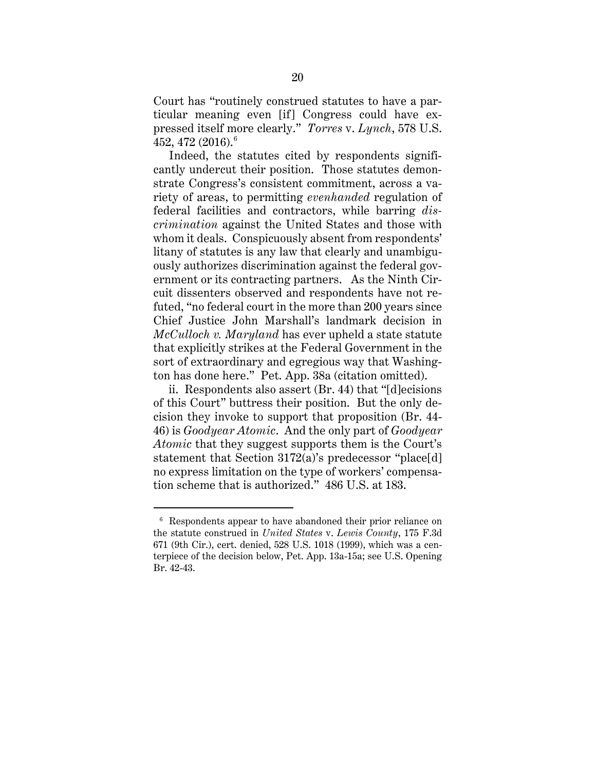Court has "routinely construed statutes to have a particular meaning even [if] Congress could have expressed itself more clearly." *Torres* v. *Lynch*, 578 U.S. 452, 472 (2016).[6]

Indeed, the statutes cited by respondents significantly undercut their position. Those statutes demonstrate Congress's consistent commitment, across a variety of areas, to permitting *evenhanded* regulation of federal facilities and contractors, while barring *discrimination* against the United States and those with whom it deals. Conspicuously absent from respondents' litany of statutes is any law that clearly and unambiguously authorizes discrimination against the federal government or its contracting partners. As the Ninth Circuit dissenters observed and respondents have not refuted, "no federal court in the more than 200 years since Chief Justice John Marshall's landmark decision in *McCulloch v. Maryland* has ever upheld a state statute that explicitly strikes at the Federal Government in the sort of extraordinary and egregious way that Washington has done here." Pet. App. 38a (citation omitted).

ii. Respondents also assert (Br. 44) that "[d]ecisions of this Court" buttress their position. But the only decision they invoke to support that proposition (Br. 44-46) is *Goodyear Atomic*. And the only part of *Goodyear Atomic* that they suggest supports them is the Court's statement that Section 3172(a)'s predecessor "place[d] no express limitation on the type of workers' compensation scheme that is authorized." 486 U.S. at 183.

---

[6] Respondents appear to have abandoned their prior reliance on the statute construed in *United States* v. *Lewis County*, 175 F.3d 671 (9th Cir.), cert. denied, 528 U.S. 1018 (1999), which was a centerpiece of the decision below, Pet. App. 13a-15a; see U.S. Opening Br. 42-43.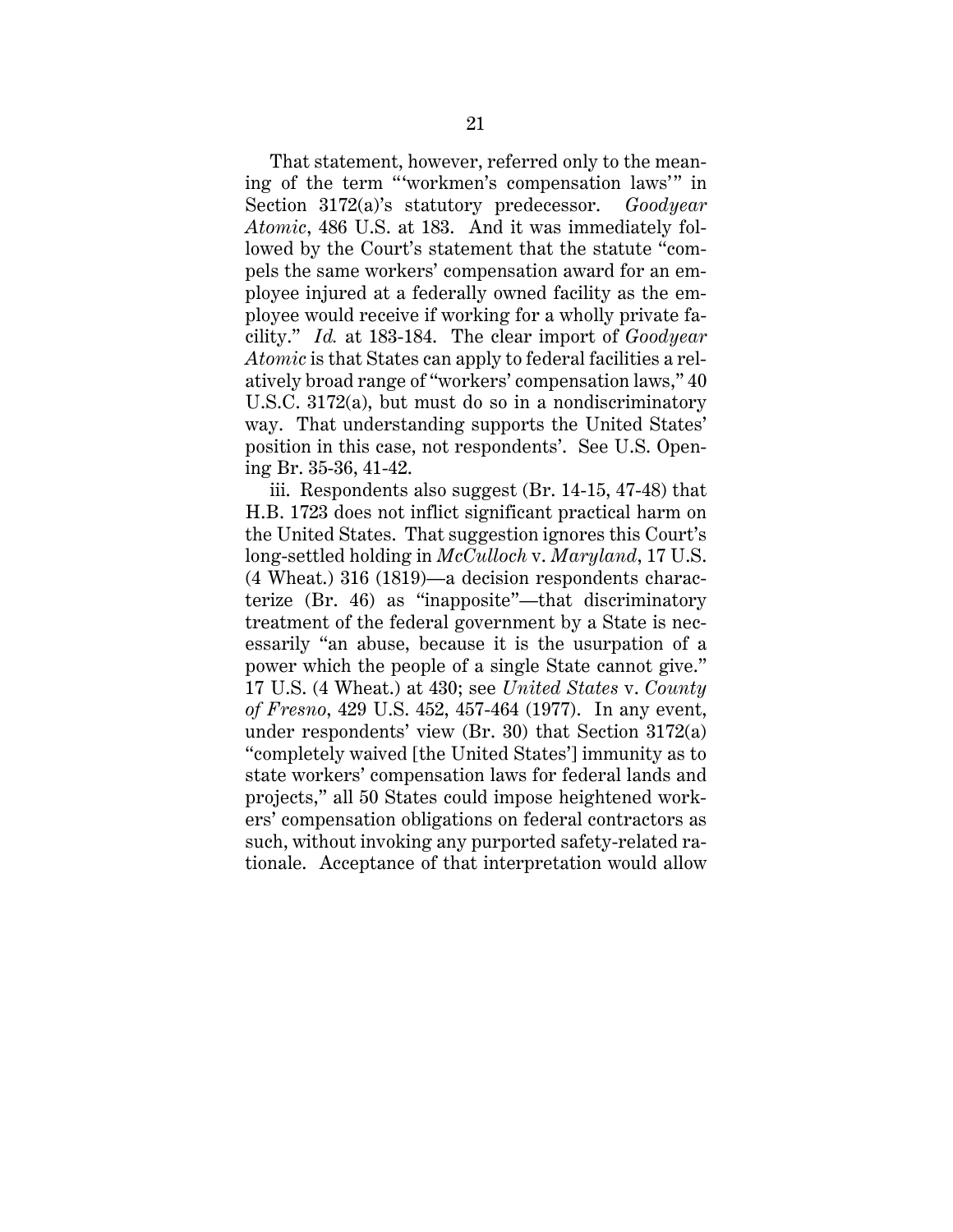That statement, however, referred only to the meaning of the term "'workmen's compensation laws'" in Section 3172(a)'s statutory predecessor. *Goodyear Atomic*, 486 U.S. at 183. And it was immediately followed by the Court's statement that the statute "compels the same workers' compensation award for an employee injured at a federally owned facility as the employee would receive if working for a wholly private facility." *Id.* at 183-184. The clear import of *Goodyear Atomic* is that States can apply to federal facilities a relatively broad range of "workers' compensation laws," 40 U.S.C. 3172(a), but must do so in a nondiscriminatory way. That understanding supports the United States' position in this case, not respondents'. See U.S. Opening Br. 35-36, 41-42.

iii. Respondents also suggest (Br. 14-15, 47-48) that H.B. 1723 does not inflict significant practical harm on the United States. That suggestion ignores this Court's long-settled holding in *McCulloch* v. *Maryland*, 17 U.S. (4 Wheat.) 316 (1819)—a decision respondents characterize (Br. 46) as "inapposite"—that discriminatory treatment of the federal government by a State is necessarily "an abuse, because it is the usurpation of a power which the people of a single State cannot give." 17 U.S. (4 Wheat.) at 430; see *United States* v. *County of Fresno*, 429 U.S. 452, 457-464 (1977). In any event, under respondents' view (Br. 30) that Section 3172(a) "completely waived [the United States'] immunity as to state workers' compensation laws for federal lands and projects," all 50 States could impose heightened workers' compensation obligations on federal contractors as such, without invoking any purported safety-related rationale. Acceptance of that interpretation would allow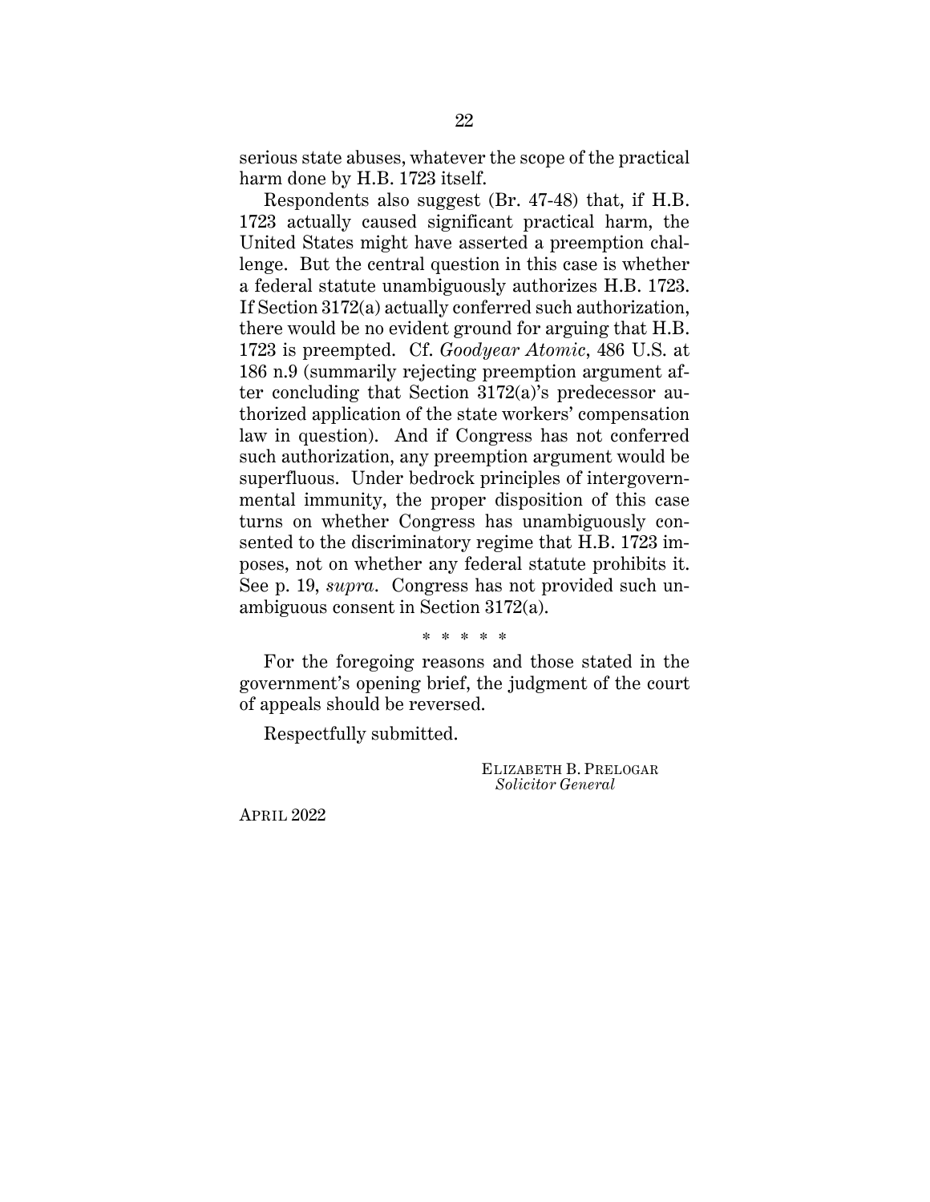serious state abuses, whatever the scope of the practical harm done by H.B. 1723 itself.

Respondents also suggest (Br. 47-48) that, if H.B. 1723 actually caused significant practical harm, the United States might have asserted a preemption challenge. But the central question in this case is whether a federal statute unambiguously authorizes H.B. 1723. If Section 3172(a) actually conferred such authorization, there would be no evident ground for arguing that H.B. 1723 is preempted. Cf. *Goodyear Atomic*, 486 U.S. at 186 n.9 (summarily rejecting preemption argument after concluding that Section 3172(a)'s predecessor authorized application of the state workers' compensation law in question). And if Congress has not conferred such authorization, any preemption argument would be superfluous. Under bedrock principles of intergovernmental immunity, the proper disposition of this case turns on whether Congress has unambiguously consented to the discriminatory regime that H.B. 1723 imposes, not on whether any federal statute prohibits it. See p. 19, *supra*. Congress has not provided such unambiguous consent in Section 3172(a).

\* \* \* \* \*

For the foregoing reasons and those stated in the government's opening brief, the judgment of the court of appeals should be reversed.

Respectfully submitted.

ELIZABETH B. PRELOGAR
*Solicitor General*

APRIL 2022